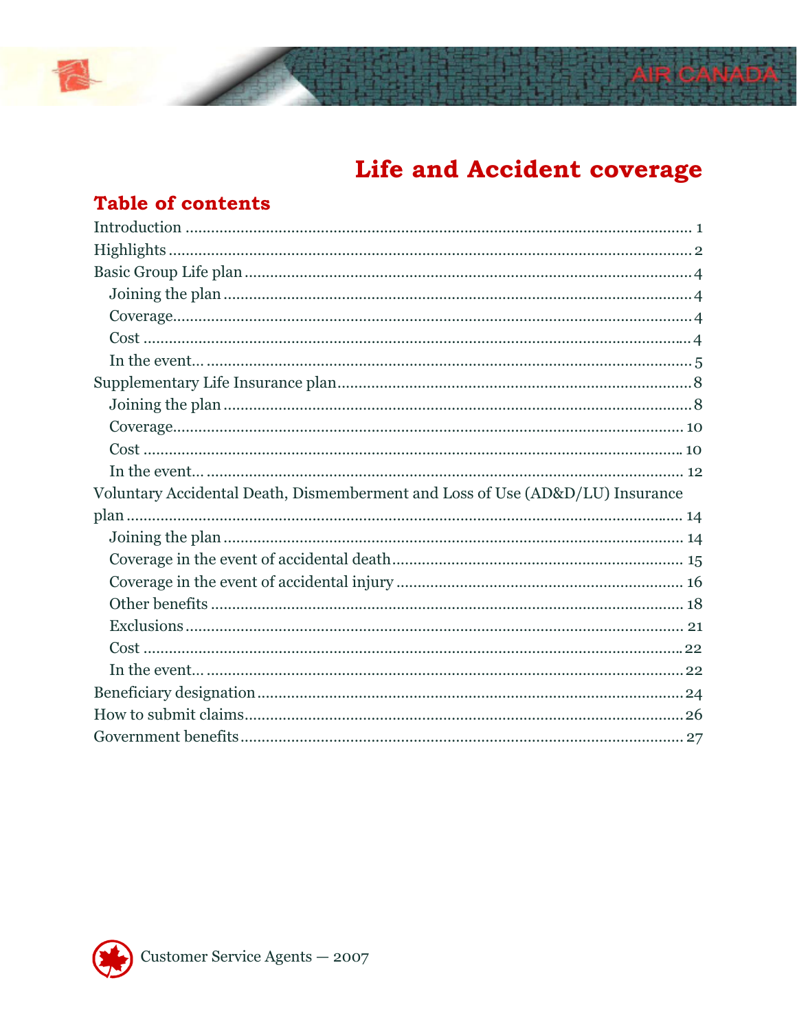# Life and Accident coverage

## Table of contents

Introduction ........ 1
Highlights ........ 2
Basic Group Life plan ........ 4
  Joining the plan ........ 4
  Coverage ........ 4
  Cost ........ 4
  In the event... ........ 5
Supplementary Life Insurance plan ........ 8
  Joining the plan ........ 8
  Coverage ........ 10
  Cost ........ 10
  In the event... ........ 12
Voluntary Accidental Death, Dismemberment and Loss of Use (AD&D/LU) Insurance plan ........ 14
  Joining the plan ........ 14
  Coverage in the event of accidental death ........ 15
  Coverage in the event of accidental injury ........ 16
  Other benefits ........ 18
  Exclusions ........ 21
  Cost ........ 22
  In the event... ........ 22
Beneficiary designation ........ 24
How to submit claims ........ 26
Government benefits ........ 27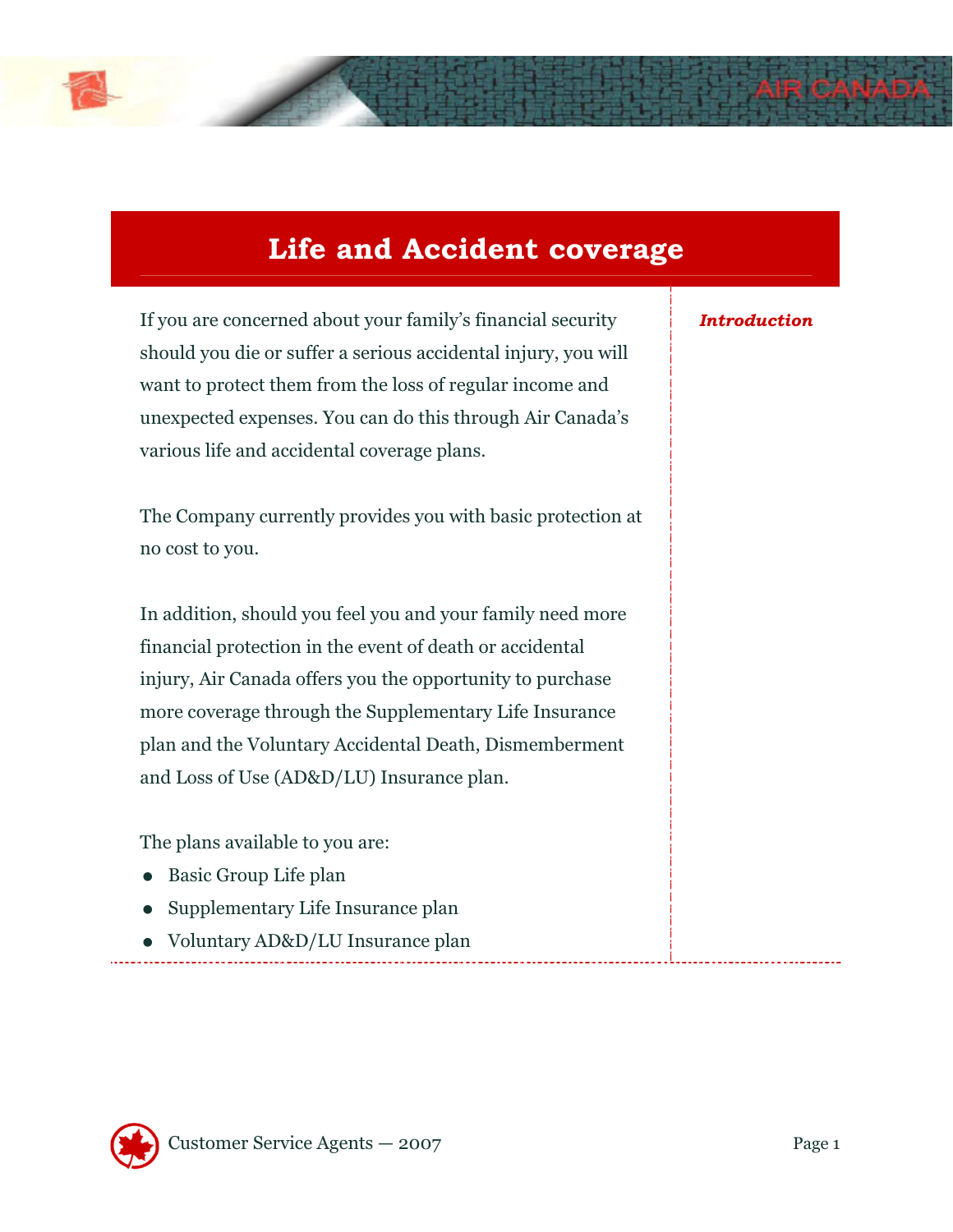# Life and Accident coverage

***Introduction***

If you are concerned about your family's financial security should you die or suffer a serious accidental injury, you will want to protect them from the loss of regular income and unexpected expenses. You can do this through Air Canada's various life and accidental coverage plans.

The Company currently provides you with basic protection at no cost to you.

In addition, should you feel you and your family need more financial protection in the event of death or accidental injury, Air Canada offers you the opportunity to purchase more coverage through the Supplementary Life Insurance plan and the Voluntary Accidental Death, Dismemberment and Loss of Use (AD&D/LU) Insurance plan.

The plans available to you are:

- Basic Group Life plan
- Supplementary Life Insurance plan
- Voluntary AD&D/LU Insurance plan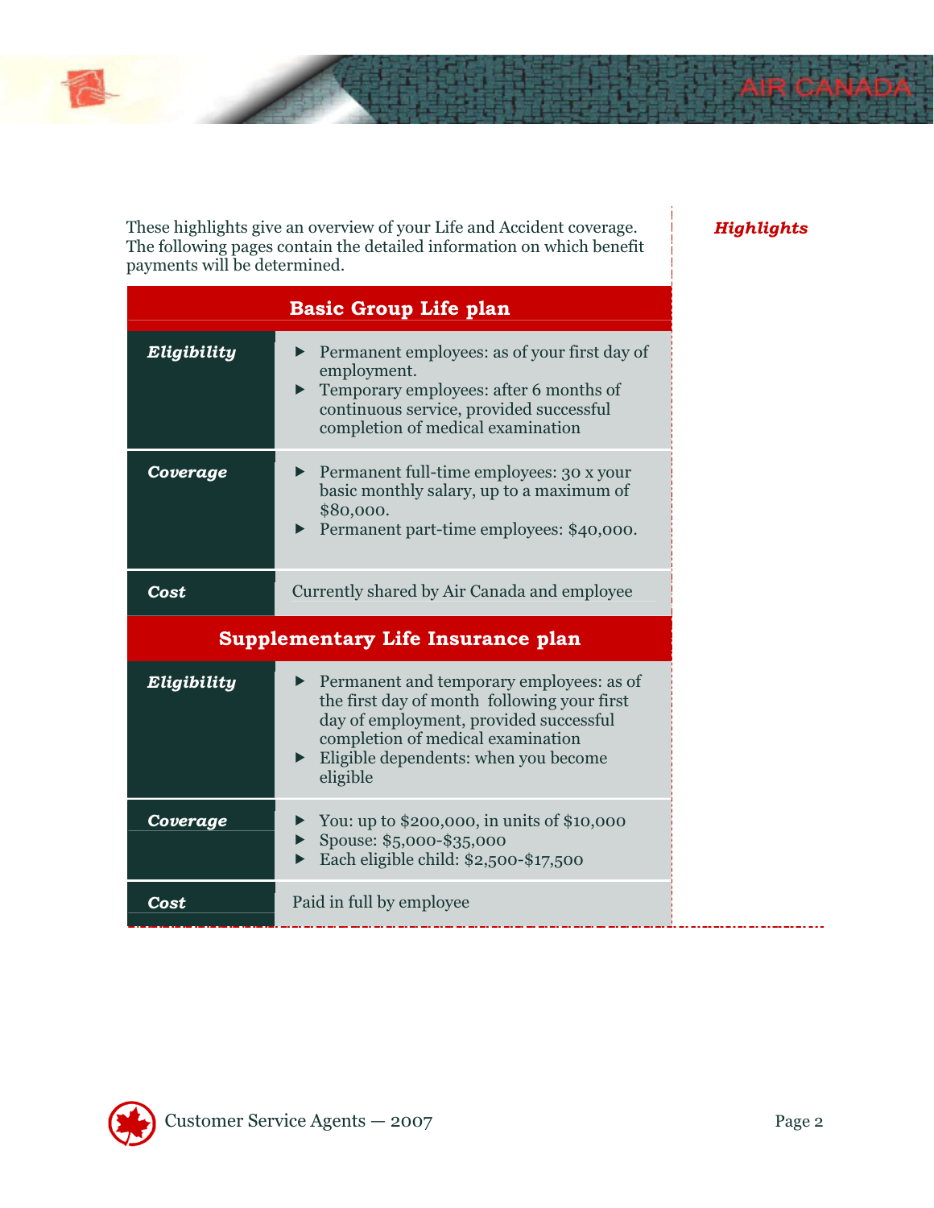*Highlights*

These highlights give an overview of your Life and Accident coverage. The following pages contain the detailed information on which benefit payments will be determined.

## Basic Group Life plan

| | |
|---|---|
| ***Eligibility*** | • Permanent employees: as of your first day of employment.<br>• Temporary employees: after 6 months of continuous service, provided successful completion of medical examination |
| ***Coverage*** | • Permanent full-time employees: 30 x your basic monthly salary, up to a maximum of $80,000.<br>• Permanent part-time employees: $40,000. |
| ***Cost*** | Currently shared by Air Canada and employee |

## Supplementary Life Insurance plan

| | |
|---|---|
| ***Eligibility*** | • Permanent and temporary employees: as of the first day of month following your first day of employment, provided successful completion of medical examination<br>• Eligible dependents: when you become eligible |
| ***Coverage*** | • You: up to $200,000, in units of $10,000<br>• Spouse: $5,000-$35,000<br>• Each eligible child: $2,500-$17,500 |
| ***Cost*** | Paid in full by employee |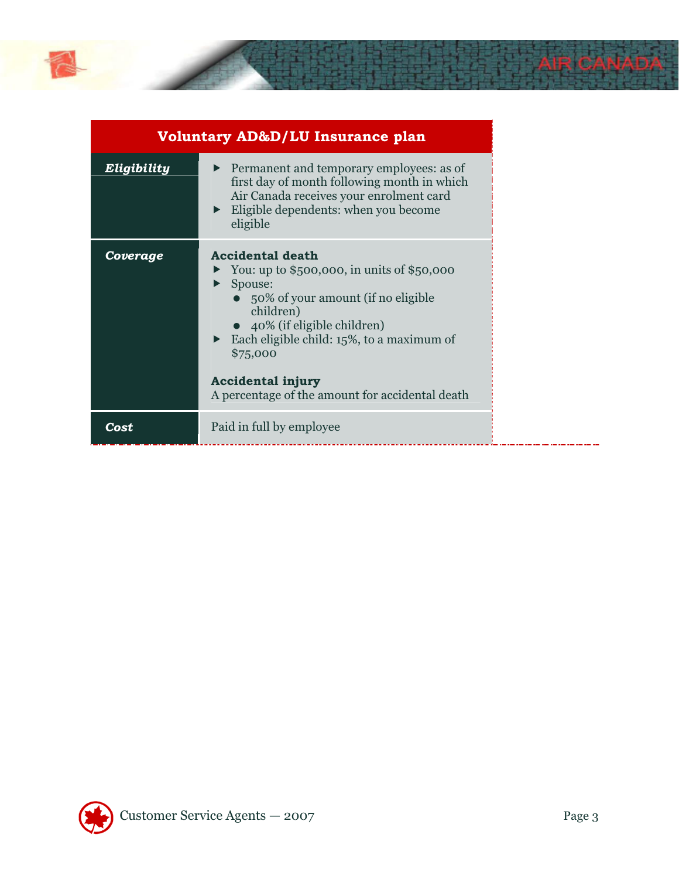| Voluntary AD&D/LU Insurance plan | |
|---|---|
| ***Eligibility*** | ▶ Permanent and temporary employees: as of first day of month following month in which Air Canada receives your enrolment card<br>▶ Eligible dependents: when you become eligible |
| ***Coverage*** | **Accidental death**<br>▶ You: up to $500,000, in units of $50,000<br>▶ Spouse:<br>● 50% of your amount (if no eligible children)<br>● 40% (if eligible children)<br>▶ Each eligible child: 15%, to a maximum of $75,000<br><br>**Accidental injury**<br>A percentage of the amount for accidental death |
| ***Cost*** | Paid in full by employee |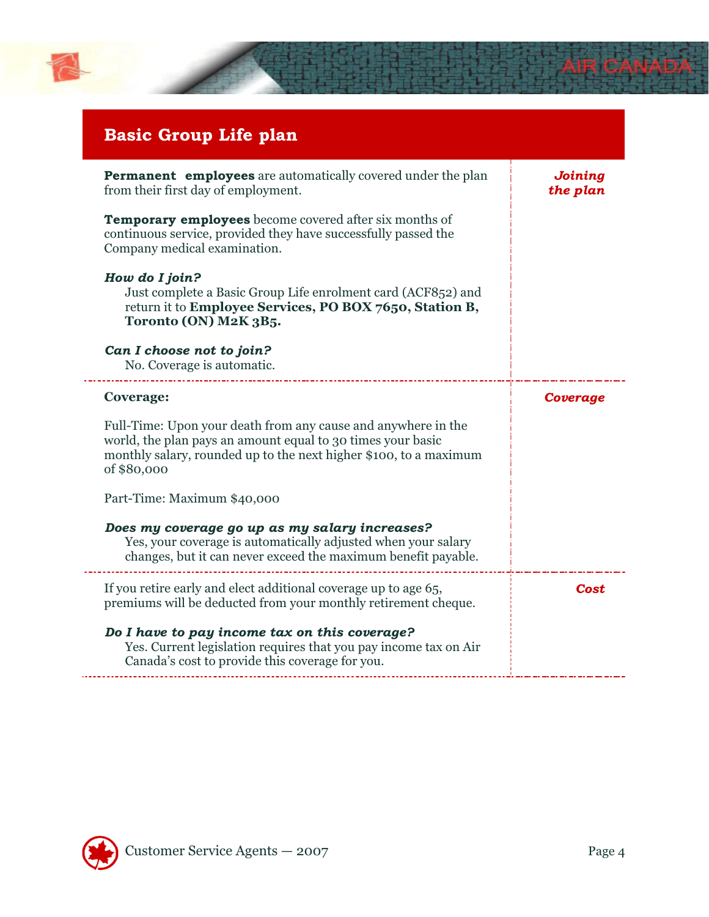## Basic Group Life plan

### *Joining the plan*

**Permanent employees** are automatically covered under the plan from their first day of employment.

**Temporary employees** become covered after six months of continuous service, provided they have successfully passed the Company medical examination.

***How do I join?***

Just complete a Basic Group Life enrolment card (ACF852) and return it to **Employee Services, PO BOX 7650, Station B, Toronto (ON) M2K 3B5.**

***Can I choose not to join?***

No. Coverage is automatic.

### *Coverage*

**Coverage:**

Full-Time: Upon your death from any cause and anywhere in the world, the plan pays an amount equal to 30 times your basic monthly salary, rounded up to the next higher $100, to a maximum of $80,000

Part-Time: Maximum $40,000

***Does my coverage go up as my salary increases?***

Yes, your coverage is automatically adjusted when your salary changes, but it can never exceed the maximum benefit payable.

### *Cost*

If you retire early and elect additional coverage up to age 65, premiums will be deducted from your monthly retirement cheque.

***Do I have to pay income tax on this coverage?***

Yes. Current legislation requires that you pay income tax on Air Canada's cost to provide this coverage for you.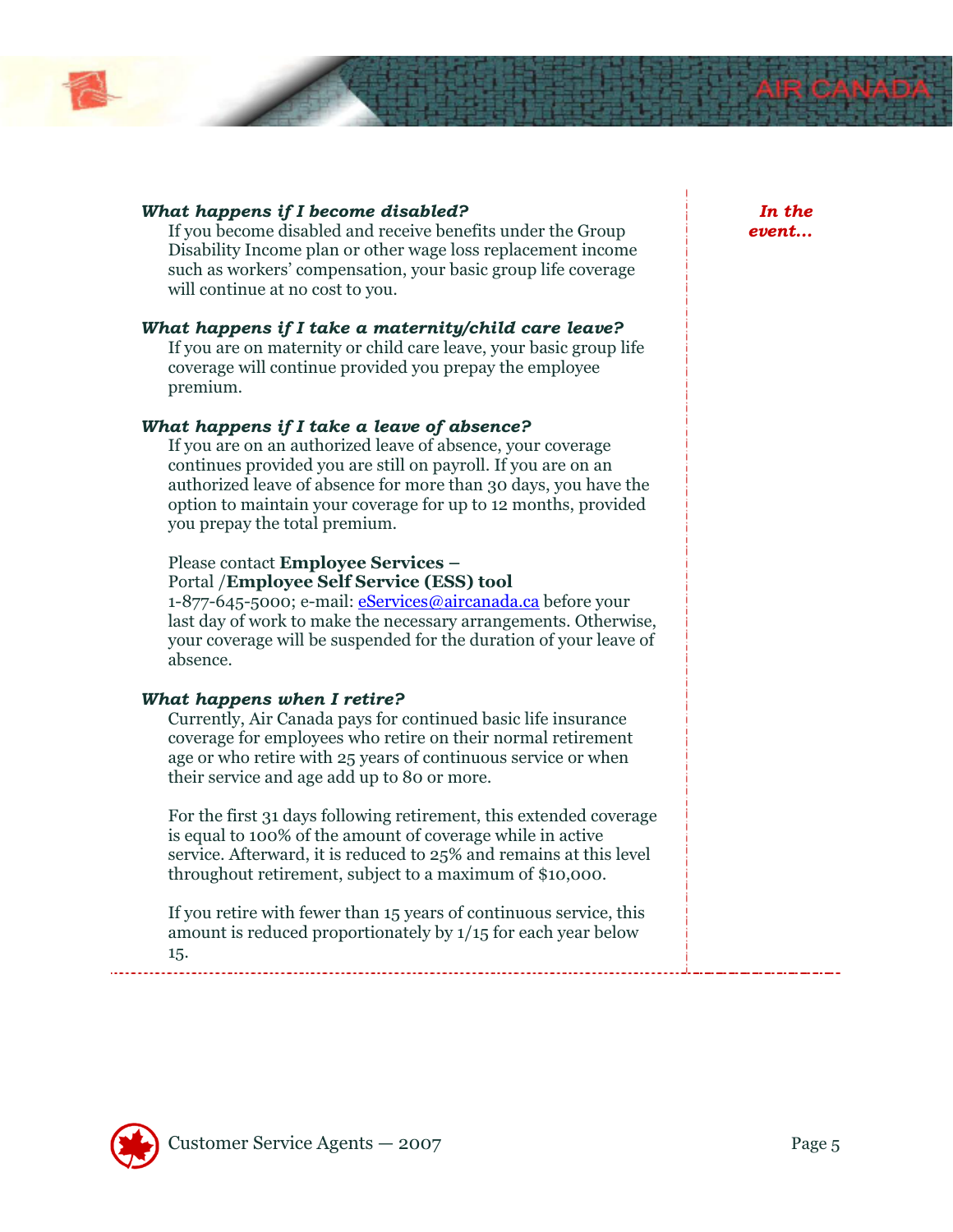*In the event…*

***What happens if I become disabled?***

If you become disabled and receive benefits under the Group Disability Income plan or other wage loss replacement income such as workers' compensation, your basic group life coverage will continue at no cost to you.

***What happens if I take a maternity/child care leave?***

If you are on maternity or child care leave, your basic group life coverage will continue provided you prepay the employee premium.

***What happens if I take a leave of absence?***

If you are on an authorized leave of absence, your coverage continues provided you are still on payroll. If you are on an authorized leave of absence for more than 30 days, you have the option to maintain your coverage for up to 12 months, provided you prepay the total premium.

Please contact **Employee Services –** Portal /**Employee Self Service (ESS) tool** 1-877-645-5000; e-mail: eServices@aircanada.ca before your last day of work to make the necessary arrangements. Otherwise, your coverage will be suspended for the duration of your leave of absence.

***What happens when I retire?***

Currently, Air Canada pays for continued basic life insurance coverage for employees who retire on their normal retirement age or who retire with 25 years of continuous service or when their service and age add up to 80 or more.

For the first 31 days following retirement, this extended coverage is equal to 100% of the amount of coverage while in active service. Afterward, it is reduced to 25% and remains at this level throughout retirement, subject to a maximum of $10,000.

If you retire with fewer than 15 years of continuous service, this amount is reduced proportionately by 1/15 for each year below 15.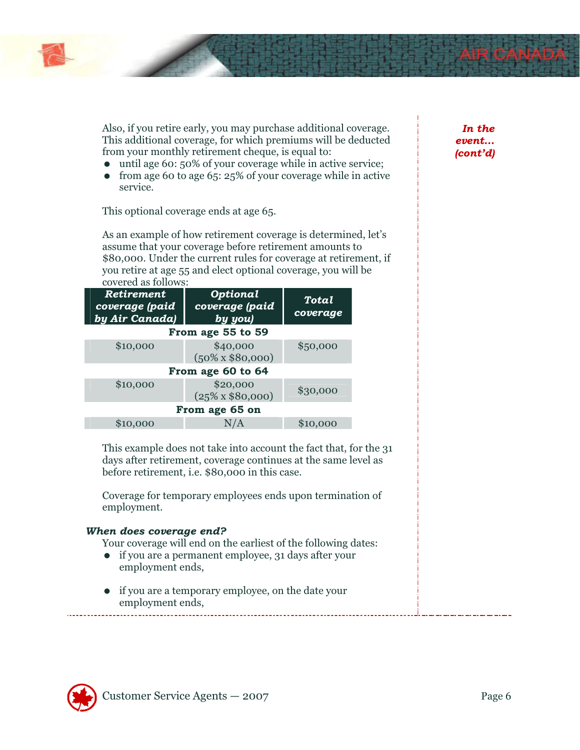*In the event... (cont'd)*

Also, if you retire early, you may purchase additional coverage. This additional coverage, for which premiums will be deducted from your monthly retirement cheque, is equal to:

- until age 60: 50% of your coverage while in active service;
- from age 60 to age 65: 25% of your coverage while in active service.

This optional coverage ends at age 65.

As an example of how retirement coverage is determined, let's assume that your coverage before retirement amounts to $80,000. Under the current rules for coverage at retirement, if you retire at age 55 and elect optional coverage, you will be covered as follows:

| ***Retirement coverage (paid by Air Canada)*** | ***Optional coverage (paid by you)*** | ***Total coverage*** |
|---|---|---|
| **From age 55 to 59** | | |
| $10,000 | $40,000 (50% x $80,000) | $50,000 |
| **From age 60 to 64** | | |
| $10,000 | $20,000 (25% x $80,000) | $30,000 |
| **From age 65 on** | | |
| $10,000 | N/A | $10,000 |

This example does not take into account the fact that, for the 31 days after retirement, coverage continues at the same level as before retirement, i.e. $80,000 in this case.

Coverage for temporary employees ends upon termination of employment.

### *When does coverage end?*

Your coverage will end on the earliest of the following dates:

- if you are a permanent employee, 31 days after your employment ends,
- if you are a temporary employee, on the date your employment ends,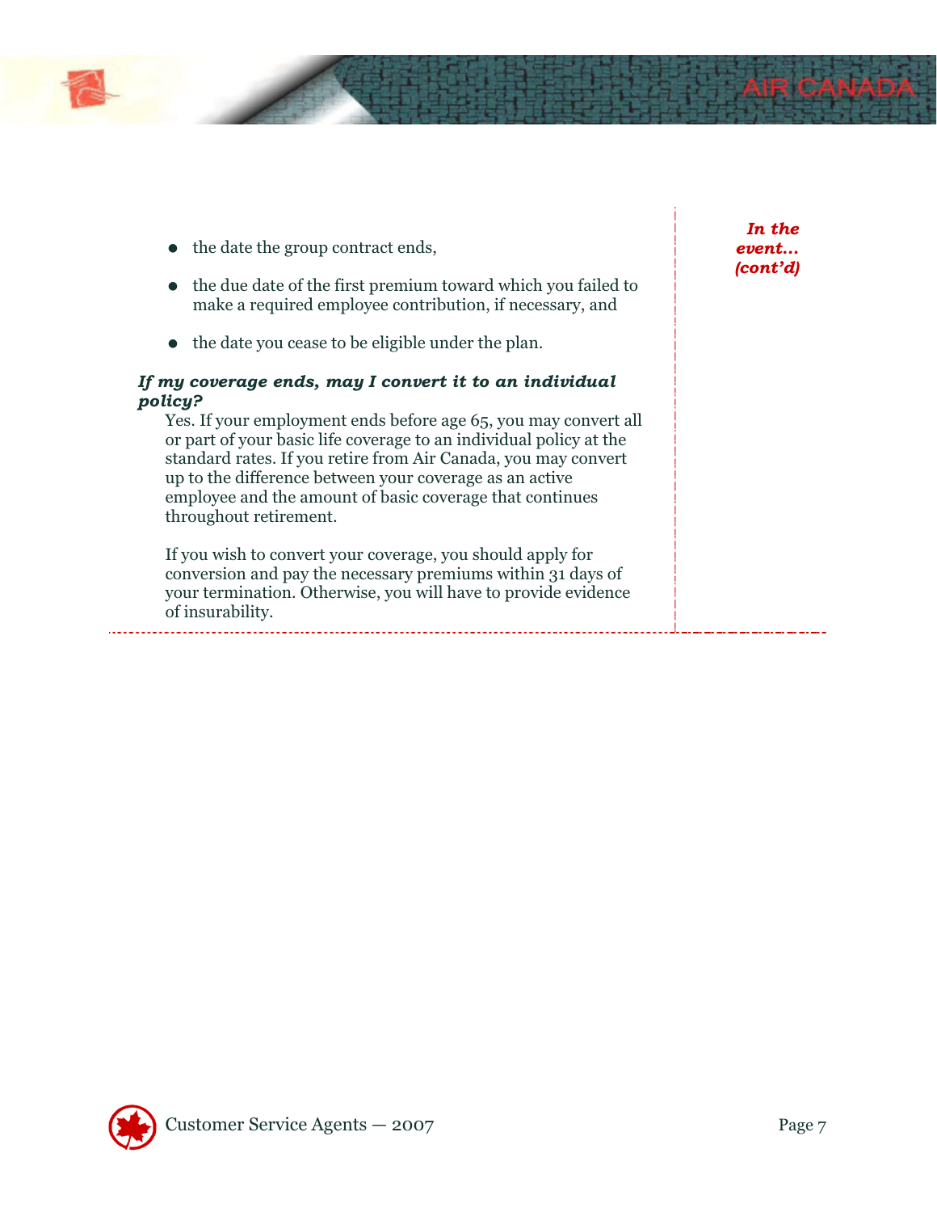*In the event... (cont'd)*

- the date the group contract ends,
- the due date of the first premium toward which you failed to make a required employee contribution, if necessary, and
- the date you cease to be eligible under the plan.

***If my coverage ends, may I convert it to an individual policy?***

Yes. If your employment ends before age 65, you may convert all or part of your basic life coverage to an individual policy at the standard rates. If you retire from Air Canada, you may convert up to the difference between your coverage as an active employee and the amount of basic coverage that continues throughout retirement.

If you wish to convert your coverage, you should apply for conversion and pay the necessary premiums within 31 days of your termination. Otherwise, you will have to provide evidence of insurability.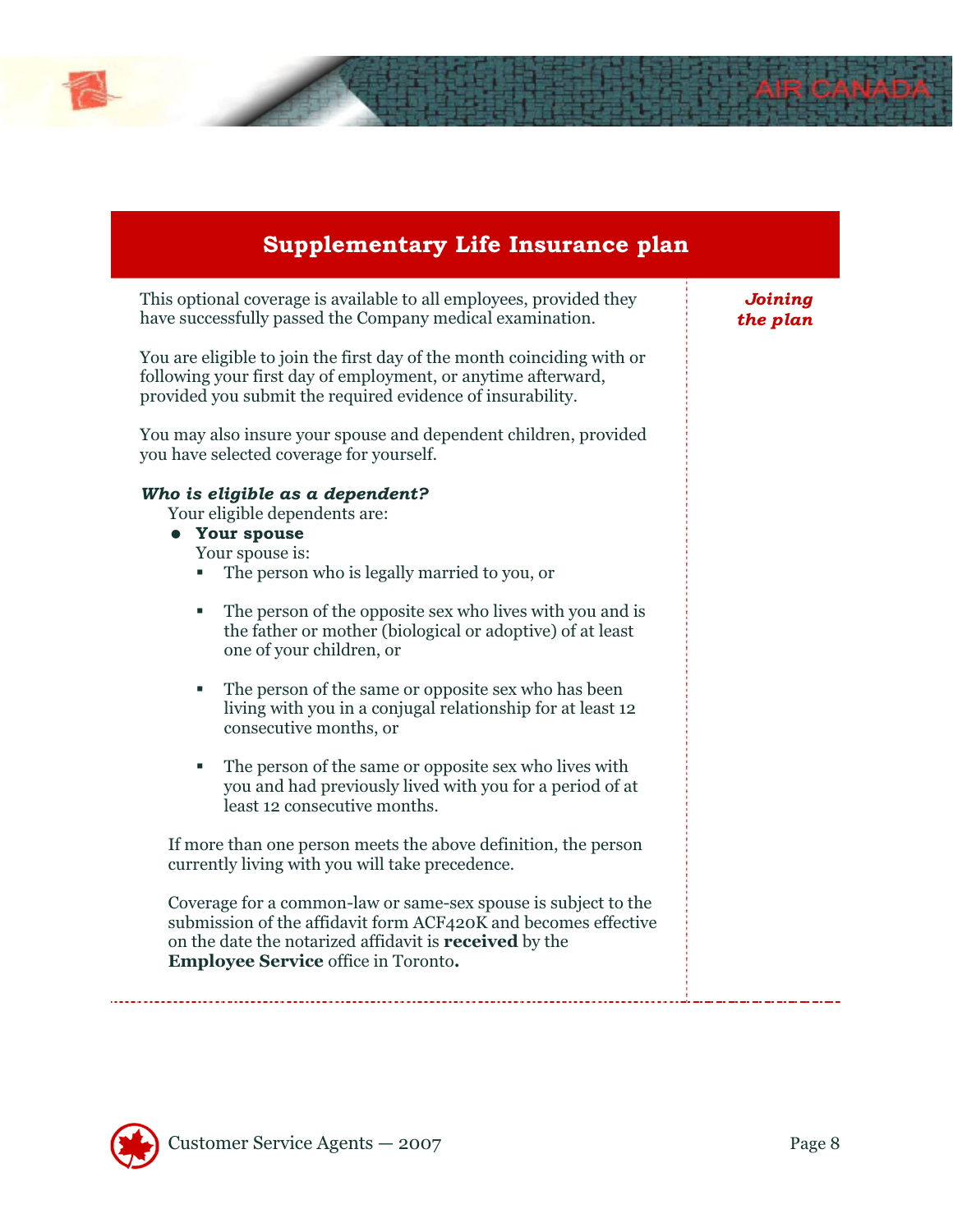## Supplementary Life Insurance plan

*Joining the plan*

This optional coverage is available to all employees, provided they have successfully passed the Company medical examination.

You are eligible to join the first day of the month coinciding with or following your first day of employment, or anytime afterward, provided you submit the required evidence of insurability.

You may also insure your spouse and dependent children, provided you have selected coverage for yourself.

***Who is eligible as a dependent?***

Your eligible dependents are:

- **Your spouse**
  Your spouse is:
  - The person who is legally married to you, or
  - The person of the opposite sex who lives with you and is the father or mother (biological or adoptive) of at least one of your children, or
  - The person of the same or opposite sex who has been living with you in a conjugal relationship for at least 12 consecutive months, or
  - The person of the same or opposite sex who lives with you and had previously lived with you for a period of at least 12 consecutive months.

If more than one person meets the above definition, the person currently living with you will take precedence.

Coverage for a common-law or same-sex spouse is subject to the submission of the affidavit form ACF420K and becomes effective on the date the notarized affidavit is **received** by the **Employee Service** office in Toronto**.**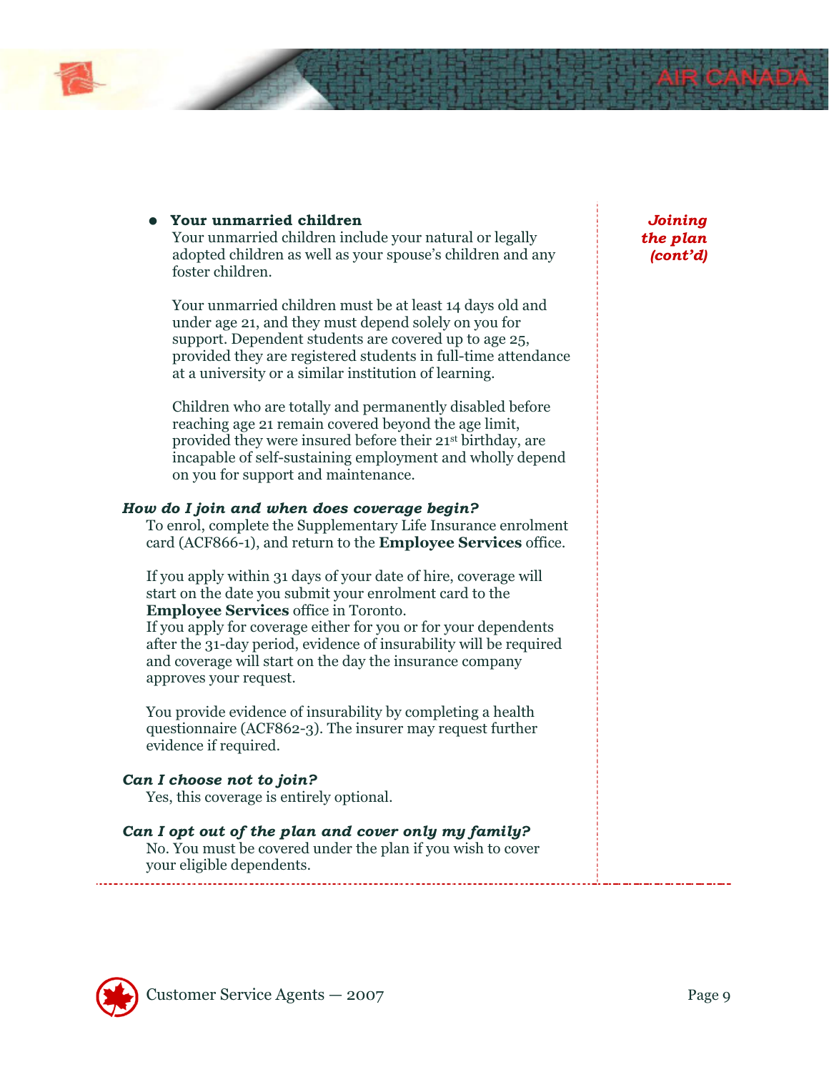*Joining the plan (cont'd)*

- **Your unmarried children**
  Your unmarried children include your natural or legally adopted children as well as your spouse's children and any foster children.

  Your unmarried children must be at least 14 days old and under age 21, and they must depend solely on you for support. Dependent students are covered up to age 25, provided they are registered students in full-time attendance at a university or a similar institution of learning.

  Children who are totally and permanently disabled before reaching age 21 remain covered beyond the age limit, provided they were insured before their 21st birthday, are incapable of self-sustaining employment and wholly depend on you for support and maintenance.

### *How do I join and when does coverage begin?*

To enrol, complete the Supplementary Life Insurance enrolment card (ACF866-1), and return to the **Employee Services** office.

If you apply within 31 days of your date of hire, coverage will start on the date you submit your enrolment card to the **Employee Services** office in Toronto.
If you apply for coverage either for you or for your dependents after the 31-day period, evidence of insurability will be required and coverage will start on the day the insurance company approves your request.

You provide evidence of insurability by completing a health questionnaire (ACF862-3). The insurer may request further evidence if required.

### *Can I choose not to join?*

Yes, this coverage is entirely optional.

### *Can I opt out of the plan and cover only my family?*

No. You must be covered under the plan if you wish to cover your eligible dependents.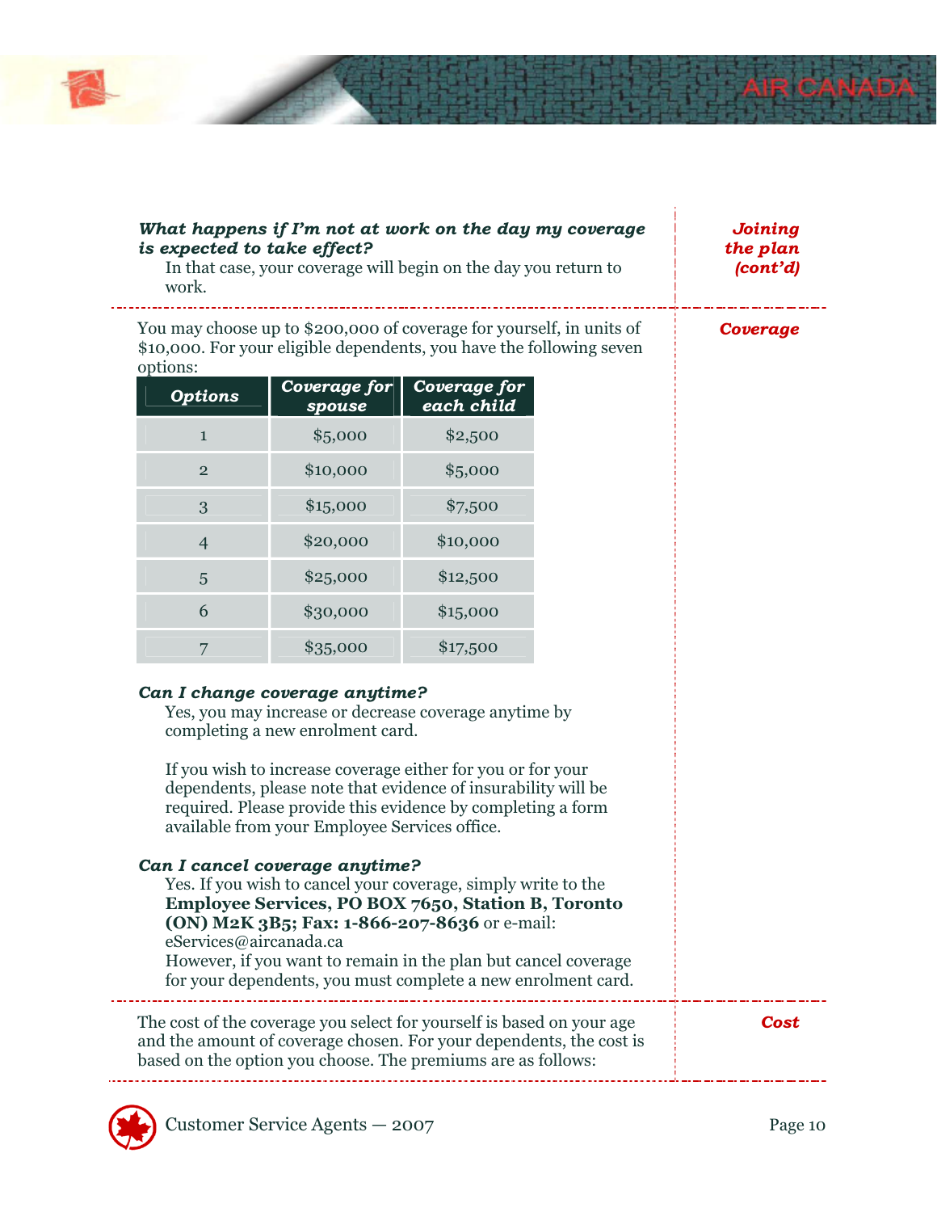*Joining the plan (cont'd)*

***What happens if I'm not at work on the day my coverage is expected to take effect?***

In that case, your coverage will begin on the day you return to work.

## Coverage

You may choose up to $200,000 of coverage for yourself, in units of $10,000. For your eligible dependents, you have the following seven options:

| Options | Coverage for spouse | Coverage for each child |
|---|---|---|
| 1 | $5,000 | $2,500 |
| 2 | $10,000 | $5,000 |
| 3 | $15,000 | $7,500 |
| 4 | $20,000 | $10,000 |
| 5 | $25,000 | $12,500 |
| 6 | $30,000 | $15,000 |
| 7 | $35,000 | $17,500 |

***Can I change coverage anytime?***

Yes, you may increase or decrease coverage anytime by completing a new enrolment card.

If you wish to increase coverage either for you or for your dependents, please note that evidence of insurability will be required. Please provide this evidence by completing a form available from your Employee Services office.

***Can I cancel coverage anytime?***

Yes. If you wish to cancel your coverage, simply write to the **Employee Services, PO BOX 7650, Station B, Toronto (ON) M2K 3B5; Fax: 1-866-207-8636** or e-mail: eServices@aircanada.ca
However, if you want to remain in the plan but cancel coverage for your dependents, you must complete a new enrolment card.

## Cost

The cost of the coverage you select for yourself is based on your age and the amount of coverage chosen. For your dependents, the cost is based on the option you choose. The premiums are as follows: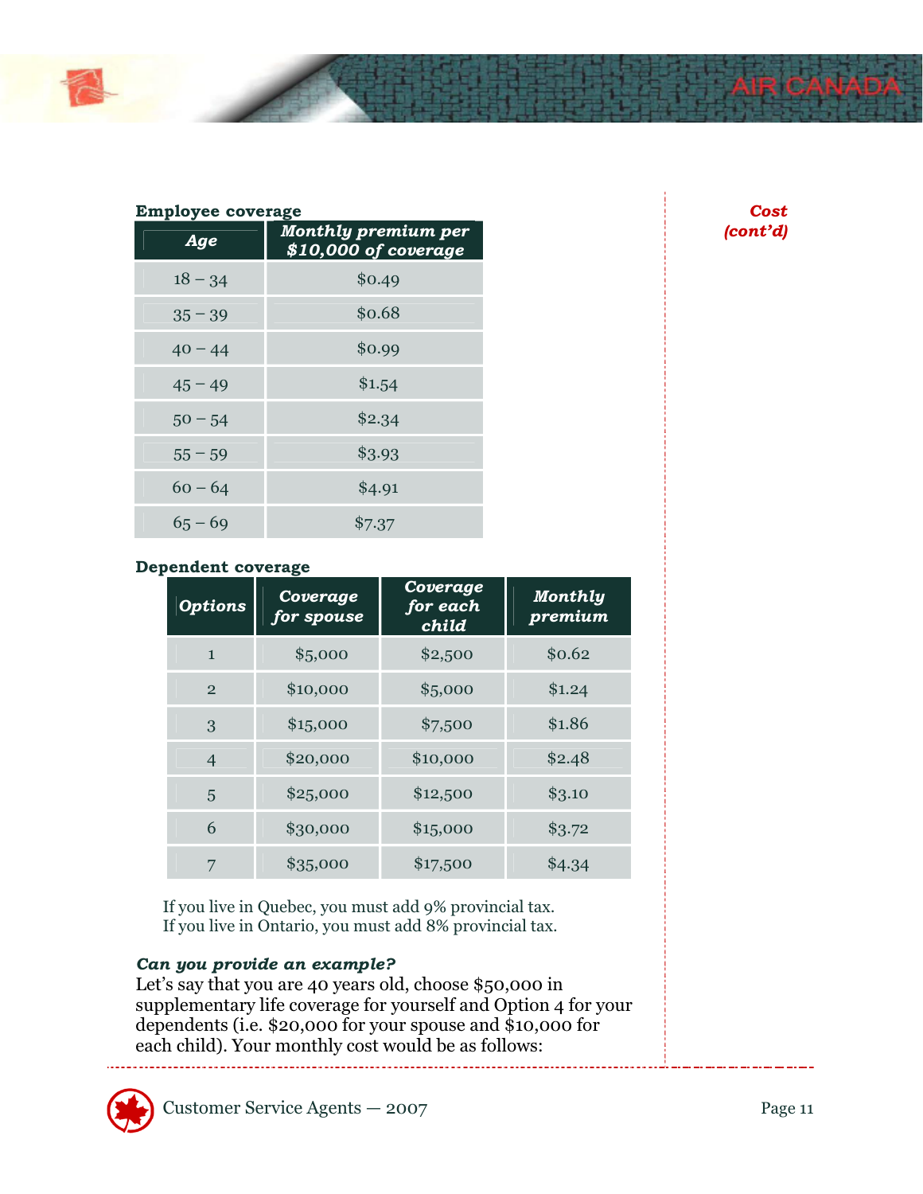**Cost (cont'd)**

**Employee coverage**

| Age | Monthly premium per $10,000 of coverage |
|---|---|
| 18 – 34 | $0.49 |
| 35 – 39 | $0.68 |
| 40 – 44 | $0.99 |
| 45 – 49 | $1.54 |
| 50 – 54 | $2.34 |
| 55 – 59 | $3.93 |
| 60 – 64 | $4.91 |
| 65 – 69 | $7.37 |

**Dependent coverage**

| Options | Coverage for spouse | Coverage for each child | Monthly premium |
|---|---|---|---|
| 1 | $5,000 | $2,500 | $0.62 |
| 2 | $10,000 | $5,000 | $1.24 |
| 3 | $15,000 | $7,500 | $1.86 |
| 4 | $20,000 | $10,000 | $2.48 |
| 5 | $25,000 | $12,500 | $3.10 |
| 6 | $30,000 | $15,000 | $3.72 |
| 7 | $35,000 | $17,500 | $4.34 |

If you live in Quebec, you must add 9% provincial tax.
If you live in Ontario, you must add 8% provincial tax.

***Can you provide an example?***

Let's say that you are 40 years old, choose $50,000 in supplementary life coverage for yourself and Option 4 for your dependents (i.e. $20,000 for your spouse and $10,000 for each child). Your monthly cost would be as follows: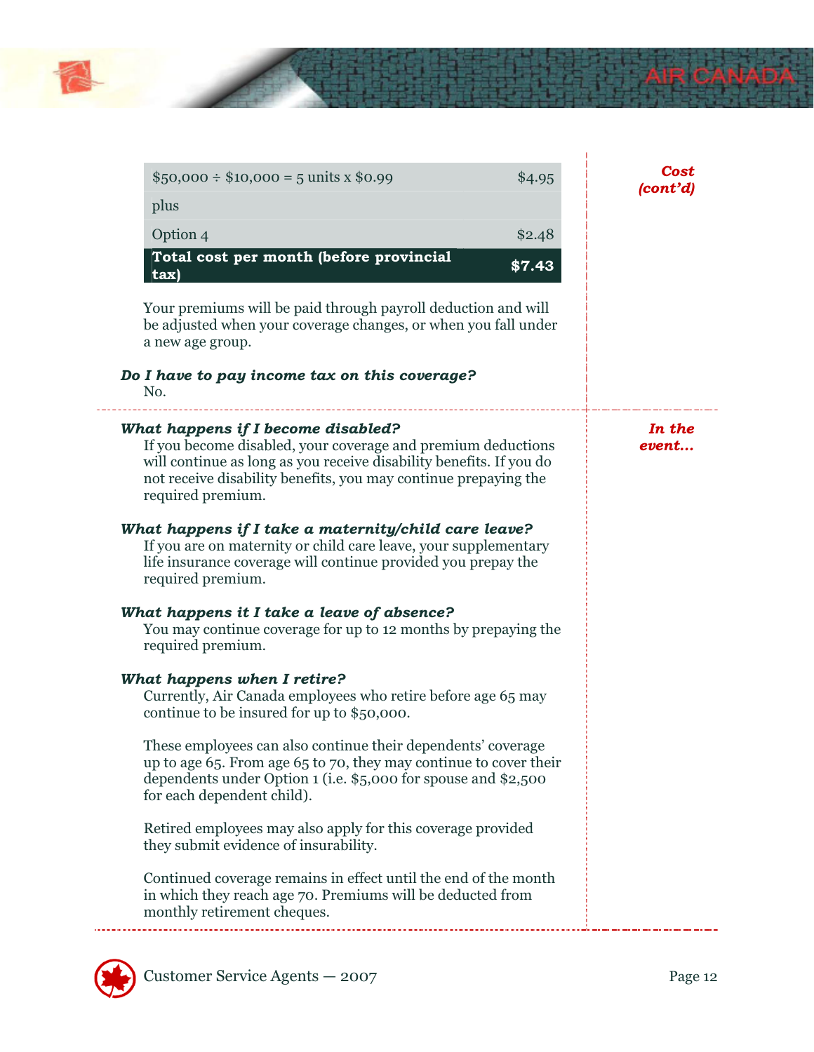*Cost (cont'd)*

| | |
|---|---|
| $50,000 ÷ $10,000 = 5 units x $0.99 | $4.95 |
| plus | |
| Option 4 | $2.48 |
| **Total cost per month (before provincial tax)** | **$7.43** |

Your premiums will be paid through payroll deduction and will be adjusted when your coverage changes, or when you fall under a new age group.

***Do I have to pay income tax on this coverage?***

No.

*In the event…*

***What happens if I become disabled?***

If you become disabled, your coverage and premium deductions will continue as long as you receive disability benefits. If you do not receive disability benefits, you may continue prepaying the required premium.

***What happens if I take a maternity/child care leave?***

If you are on maternity or child care leave, your supplementary life insurance coverage will continue provided you prepay the required premium.

***What happens it I take a leave of absence?***

You may continue coverage for up to 12 months by prepaying the required premium.

***What happens when I retire?***

Currently, Air Canada employees who retire before age 65 may continue to be insured for up to $50,000.

These employees can also continue their dependents' coverage up to age 65. From age 65 to 70, they may continue to cover their dependents under Option 1 (i.e. $5,000 for spouse and $2,500 for each dependent child).

Retired employees may also apply for this coverage provided they submit evidence of insurability.

Continued coverage remains in effect until the end of the month in which they reach age 70. Premiums will be deducted from monthly retirement cheques.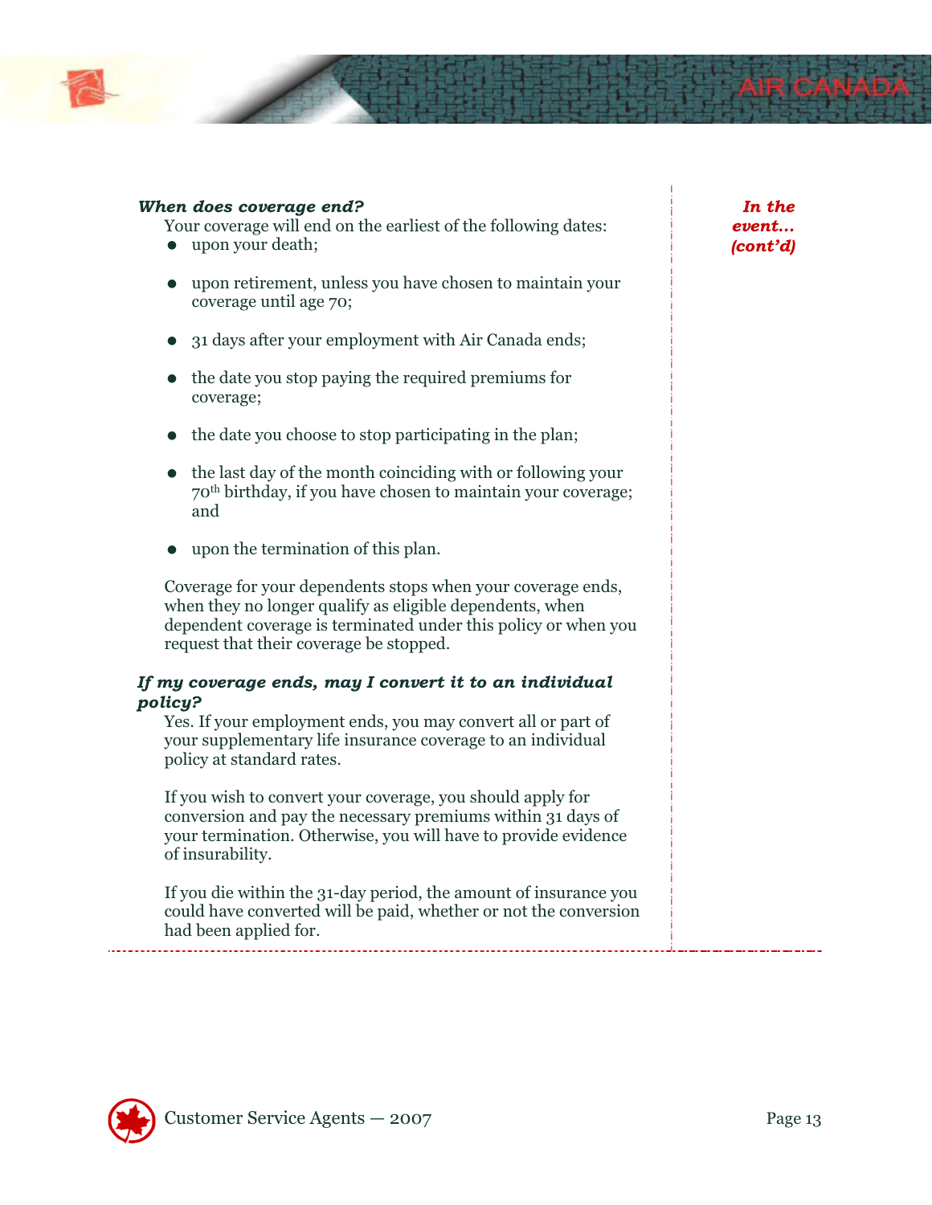*In the event... (cont'd)*

***When does coverage end?***

Your coverage will end on the earliest of the following dates:

- upon your death;
- upon retirement, unless you have chosen to maintain your coverage until age 70;
- 31 days after your employment with Air Canada ends;
- the date you stop paying the required premiums for coverage;
- the date you choose to stop participating in the plan;
- the last day of the month coinciding with or following your 70th birthday, if you have chosen to maintain your coverage; and
- upon the termination of this plan.

Coverage for your dependents stops when your coverage ends, when they no longer qualify as eligible dependents, when dependent coverage is terminated under this policy or when you request that their coverage be stopped.

***If my coverage ends, may I convert it to an individual policy?***

Yes. If your employment ends, you may convert all or part of your supplementary life insurance coverage to an individual policy at standard rates.

If you wish to convert your coverage, you should apply for conversion and pay the necessary premiums within 31 days of your termination. Otherwise, you will have to provide evidence of insurability.

If you die within the 31-day period, the amount of insurance you could have converted will be paid, whether or not the conversion had been applied for.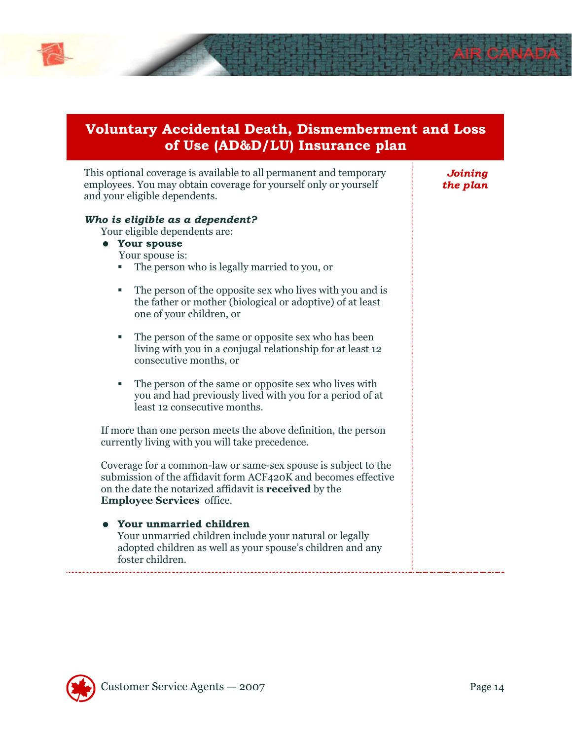## Voluntary Accidental Death, Dismemberment and Loss of Use (AD&D/LU) Insurance plan

***Joining the plan***

This optional coverage is available to all permanent and temporary employees. You may obtain coverage for yourself only or yourself and your eligible dependents.

***Who is eligible as a dependent?***

Your eligible dependents are:

- **Your spouse**

  Your spouse is:
  - The person who is legally married to you, or
  - The person of the opposite sex who lives with you and is the father or mother (biological or adoptive) of at least one of your children, or
  - The person of the same or opposite sex who has been living with you in a conjugal relationship for at least 12 consecutive months, or
  - The person of the same or opposite sex who lives with you and had previously lived with you for a period of at least 12 consecutive months.

If more than one person meets the above definition, the person currently living with you will take precedence.

Coverage for a common-law or same-sex spouse is subject to the submission of the affidavit form ACF420K and becomes effective on the date the notarized affidavit is **received** by the **Employee Services** office.

- **Your unmarried children**

  Your unmarried children include your natural or legally adopted children as well as your spouse's children and any foster children.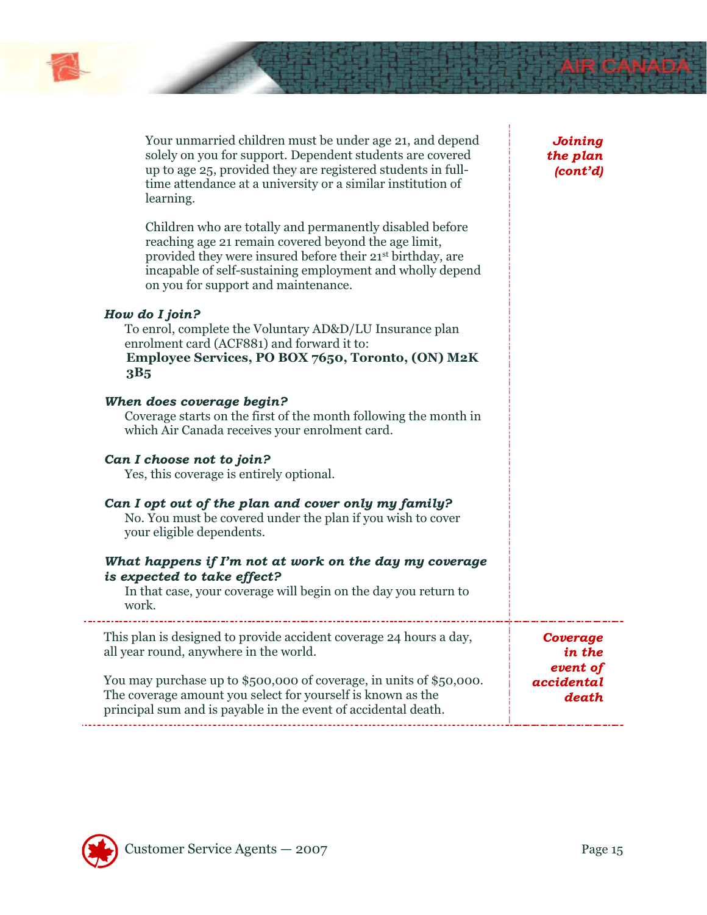## Joining the plan (cont'd)

Your unmarried children must be under age 21, and depend solely on you for support. Dependent students are covered up to age 25, provided they are registered students in full-time attendance at a university or a similar institution of learning.

Children who are totally and permanently disabled before reaching age 21 remain covered beyond the age limit, provided they were insured before their 21st birthday, are incapable of self-sustaining employment and wholly depend on you for support and maintenance.

***How do I join?***

To enrol, complete the Voluntary AD&D/LU Insurance plan enrolment card (ACF881) and forward it to:
**Employee Services, PO BOX 7650, Toronto, (ON) M2K 3B5**

***When does coverage begin?***

Coverage starts on the first of the month following the month in which Air Canada receives your enrolment card.

***Can I choose not to join?***

Yes, this coverage is entirely optional.

***Can I opt out of the plan and cover only my family?***

No. You must be covered under the plan if you wish to cover your eligible dependents.

***What happens if I'm not at work on the day my coverage is expected to take effect?***

In that case, your coverage will begin on the day you return to work.

## Coverage in the event of accidental death

This plan is designed to provide accident coverage 24 hours a day, all year round, anywhere in the world.

You may purchase up to $500,000 of coverage, in units of $50,000. The coverage amount you select for yourself is known as the principal sum and is payable in the event of accidental death.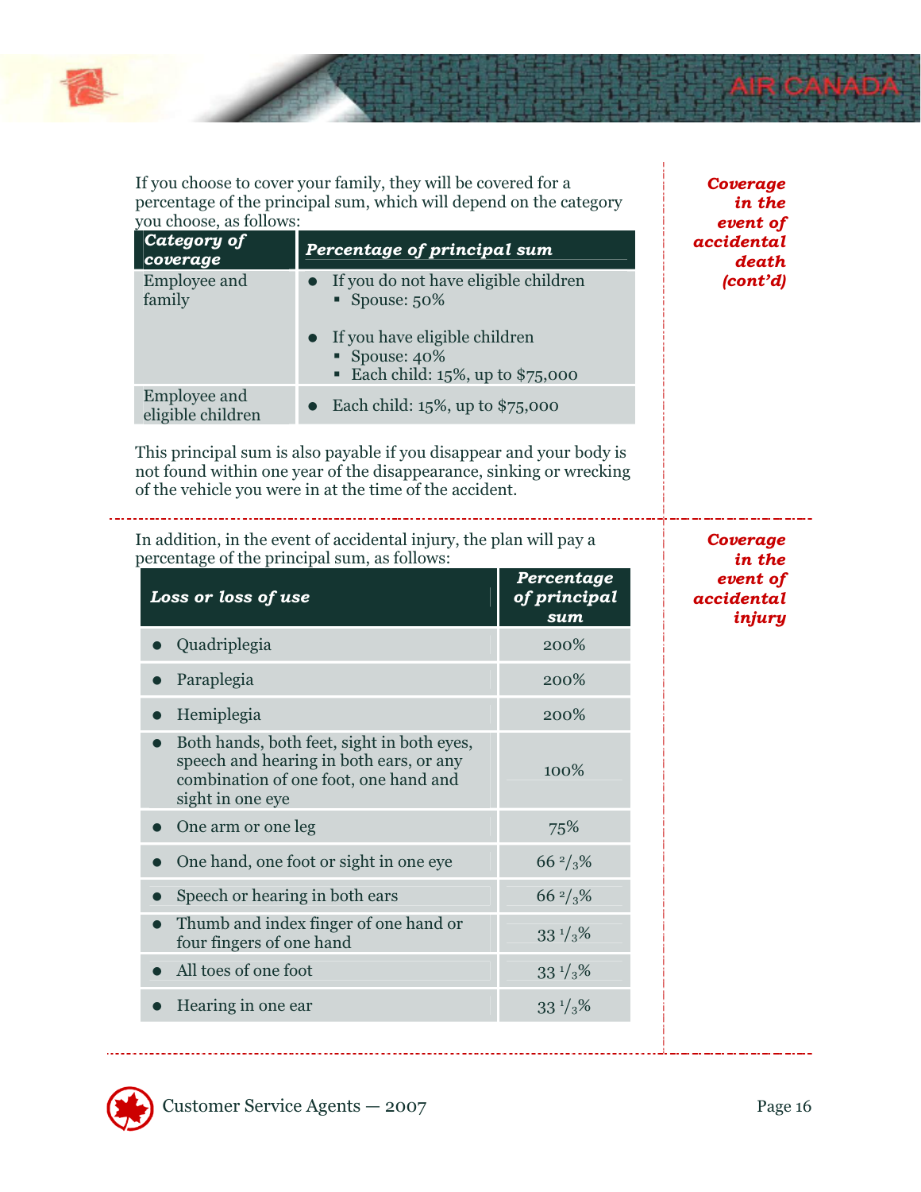*Coverage in the event of accidental death (cont'd)*

If you choose to cover your family, they will be covered for a percentage of the principal sum, which will depend on the category you choose, as follows:

| Category of coverage | Percentage of principal sum |
|---|---|
| Employee and family | • If you do not have eligible children<br>  ▪ Spouse: 50%<br>• If you have eligible children<br>  ▪ Spouse: 40%<br>  ▪ Each child: 15%, up to $75,000 |
| Employee and eligible children | • Each child: 15%, up to $75,000 |

This principal sum is also payable if you disappear and your body is not found within one year of the disappearance, sinking or wrecking of the vehicle you were in at the time of the accident.

*Coverage in the event of accidental injury*

In addition, in the event of accidental injury, the plan will pay a percentage of the principal sum, as follows:

| Loss or loss of use | Percentage of principal sum |
|---|---|
| • Quadriplegia | 200% |
| • Paraplegia | 200% |
| • Hemiplegia | 200% |
| • Both hands, both feet, sight in both eyes, speech and hearing in both ears, or any combination of one foot, one hand and sight in one eye | 100% |
| • One arm or one leg | 75% |
| • One hand, one foot or sight in one eye | 66 2/3% |
| • Speech or hearing in both ears | 66 2/3% |
| • Thumb and index finger of one hand or four fingers of one hand | 33 1/3% |
| • All toes of one foot | 33 1/3% |
| • Hearing in one ear | 33 1/3% |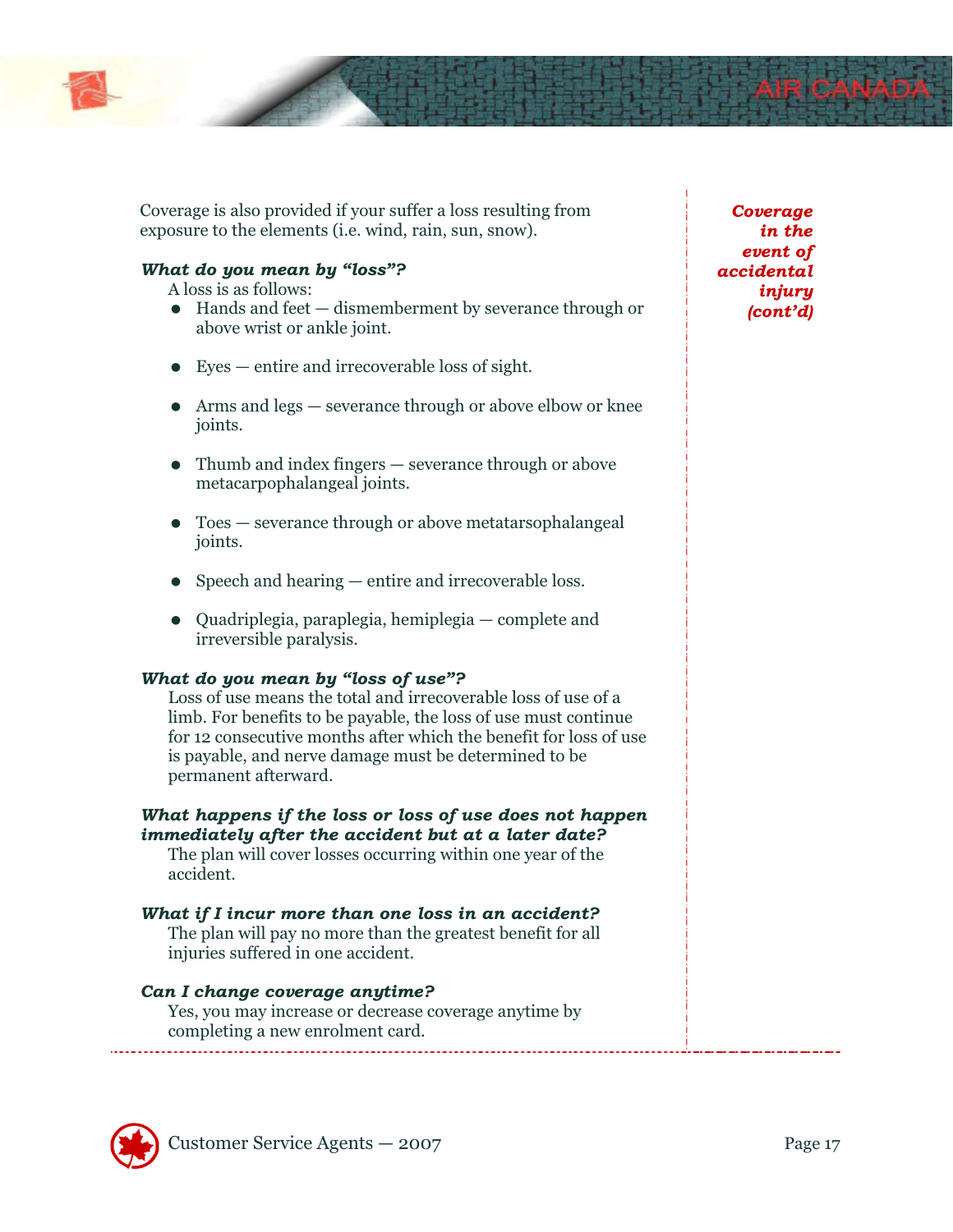*Coverage in the event of accidental injury (cont'd)*

Coverage is also provided if your suffer a loss resulting from exposure to the elements (i.e. wind, rain, sun, snow).

***What do you mean by "loss"?***

A loss is as follows:

- Hands and feet — dismemberment by severance through or above wrist or ankle joint.
- Eyes — entire and irrecoverable loss of sight.
- Arms and legs — severance through or above elbow or knee joints.
- Thumb and index fingers — severance through or above metacarpophalangeal joints.
- Toes — severance through or above metatarsophalangeal joints.
- Speech and hearing — entire and irrecoverable loss.
- Quadriplegia, paraplegia, hemiplegia — complete and irreversible paralysis.

***What do you mean by "loss of use"?***

Loss of use means the total and irrecoverable loss of use of a limb. For benefits to be payable, the loss of use must continue for 12 consecutive months after which the benefit for loss of use is payable, and nerve damage must be determined to be permanent afterward.

***What happens if the loss or loss of use does not happen immediately after the accident but at a later date?***

The plan will cover losses occurring within one year of the accident.

***What if I incur more than one loss in an accident?***

The plan will pay no more than the greatest benefit for all injuries suffered in one accident.

***Can I change coverage anytime?***

Yes, you may increase or decrease coverage anytime by completing a new enrolment card.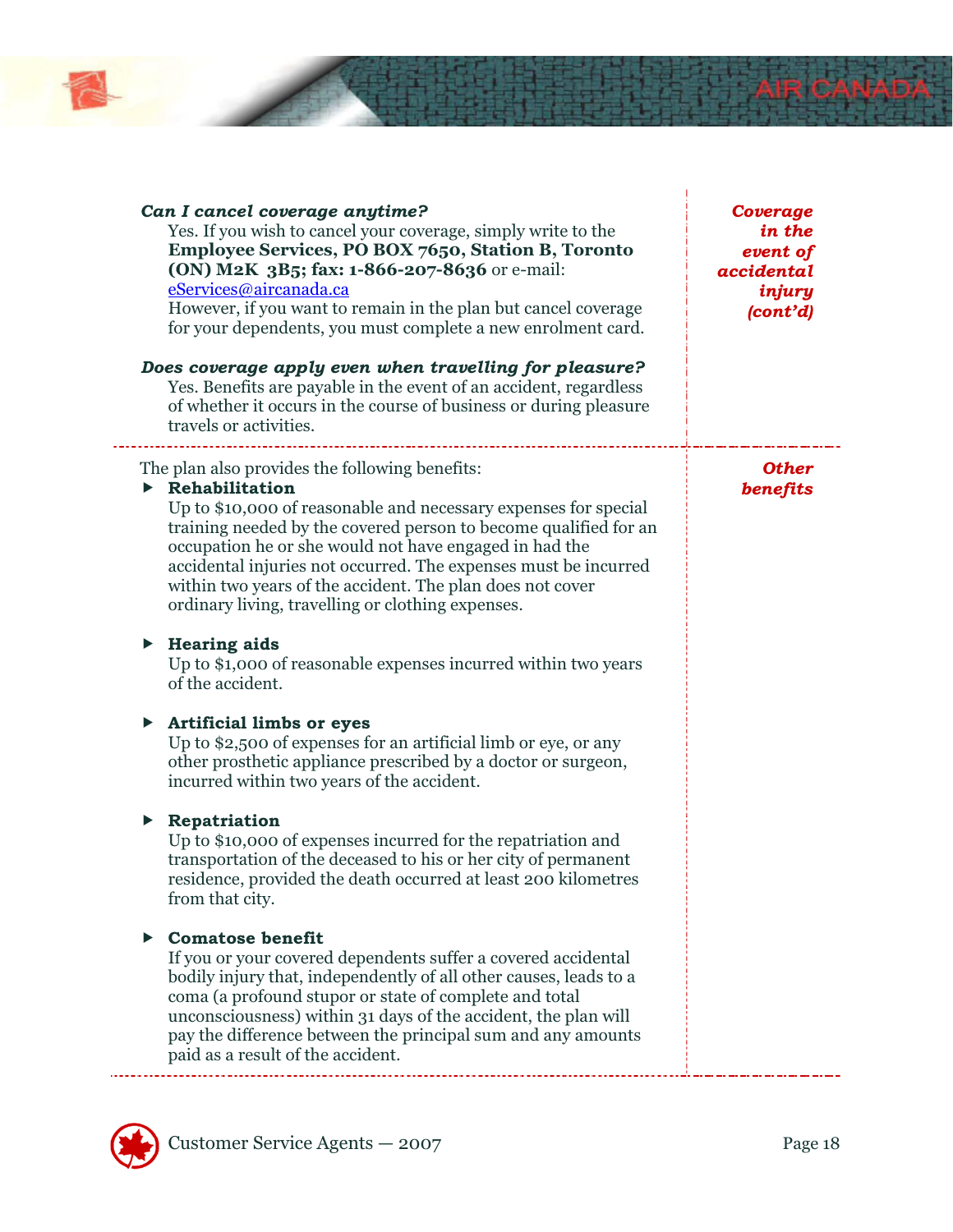*Coverage in the event of accidental injury (cont'd)*

***Can I cancel coverage anytime?***

Yes. If you wish to cancel your coverage, simply write to the **Employee Services, PO BOX 7650, Station B, Toronto (ON) M2K 3B5; fax: 1-866-207-8636** or e-mail: eServices@aircanada.ca

However, if you want to remain in the plan but cancel coverage for your dependents, you must complete a new enrolment card.

***Does coverage apply even when travelling for pleasure?***

Yes. Benefits are payable in the event of an accident, regardless of whether it occurs in the course of business or during pleasure travels or activities.

*Other benefits*

The plan also provides the following benefits:

- **Rehabilitation**
  Up to $10,000 of reasonable and necessary expenses for special training needed by the covered person to become qualified for an occupation he or she would not have engaged in had the accidental injuries not occurred. The expenses must be incurred within two years of the accident. The plan does not cover ordinary living, travelling or clothing expenses.

- **Hearing aids**
  Up to $1,000 of reasonable expenses incurred within two years of the accident.

- **Artificial limbs or eyes**
  Up to $2,500 of expenses for an artificial limb or eye, or any other prosthetic appliance prescribed by a doctor or surgeon, incurred within two years of the accident.

- **Repatriation**
  Up to $10,000 of expenses incurred for the repatriation and transportation of the deceased to his or her city of permanent residence, provided the death occurred at least 200 kilometres from that city.

- **Comatose benefit**
  If you or your covered dependents suffer a covered accidental bodily injury that, independently of all other causes, leads to a coma (a profound stupor or state of complete and total unconsciousness) within 31 days of the accident, the plan will pay the difference between the principal sum and any amounts paid as a result of the accident.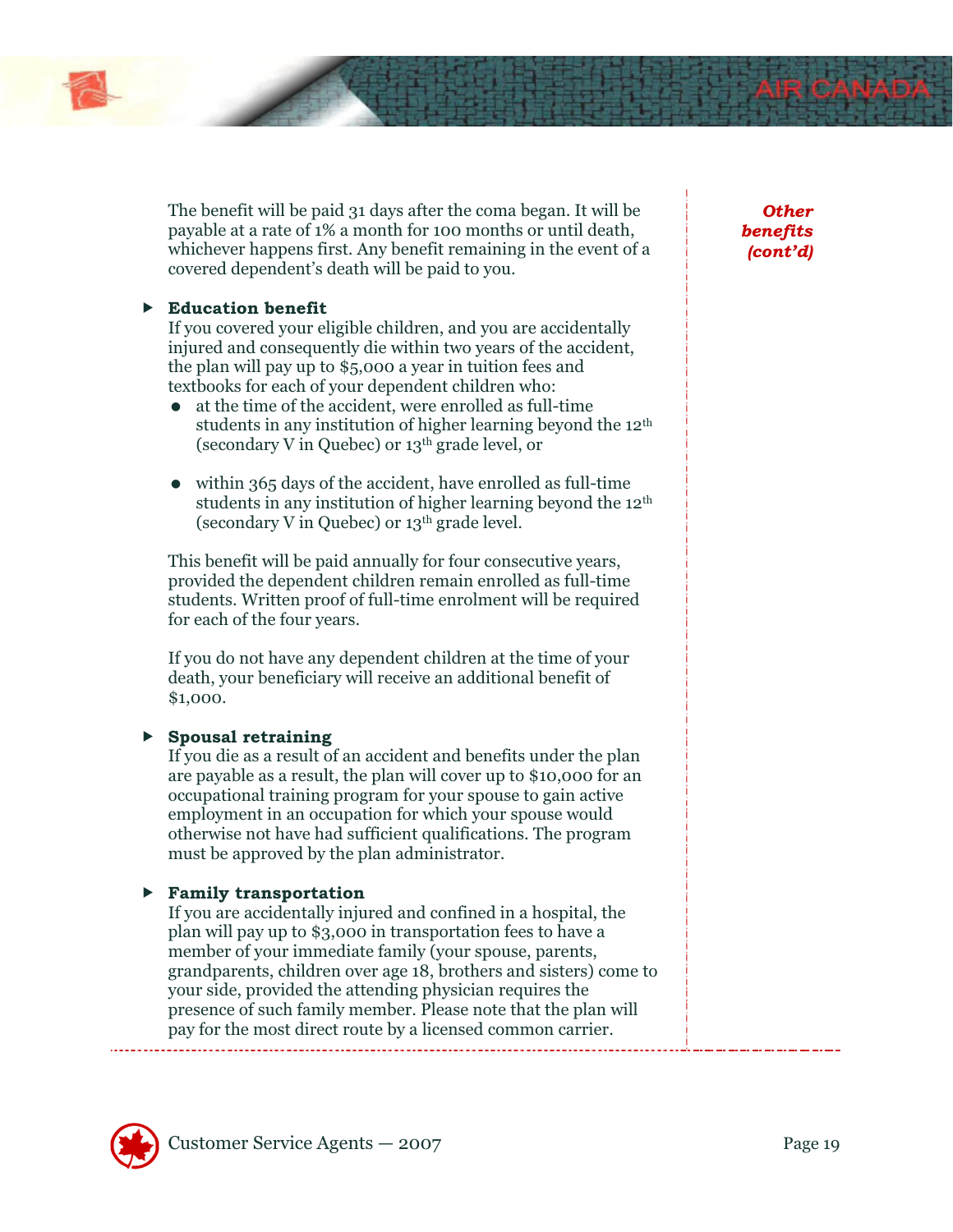*Other benefits (cont'd)*

The benefit will be paid 31 days after the coma began. It will be payable at a rate of 1% a month for 100 months or until death, whichever happens first. Any benefit remaining in the event of a covered dependent's death will be paid to you.

- **Education benefit**

  If you covered your eligible children, and you are accidentally injured and consequently die within two years of the accident, the plan will pay up to $5,000 a year in tuition fees and textbooks for each of your dependent children who:

  - at the time of the accident, were enrolled as full-time students in any institution of higher learning beyond the 12th (secondary V in Quebec) or 13th grade level, or
  - within 365 days of the accident, have enrolled as full-time students in any institution of higher learning beyond the 12th (secondary V in Quebec) or 13th grade level.

  This benefit will be paid annually for four consecutive years, provided the dependent children remain enrolled as full-time students. Written proof of full-time enrolment will be required for each of the four years.

  If you do not have any dependent children at the time of your death, your beneficiary will receive an additional benefit of $1,000.

- **Spousal retraining**

  If you die as a result of an accident and benefits under the plan are payable as a result, the plan will cover up to $10,000 for an occupational training program for your spouse to gain active employment in an occupation for which your spouse would otherwise not have had sufficient qualifications. The program must be approved by the plan administrator.

- **Family transportation**

  If you are accidentally injured and confined in a hospital, the plan will pay up to $3,000 in transportation fees to have a member of your immediate family (your spouse, parents, grandparents, children over age 18, brothers and sisters) come to your side, provided the attending physician requires the presence of such family member. Please note that the plan will pay for the most direct route by a licensed common carrier.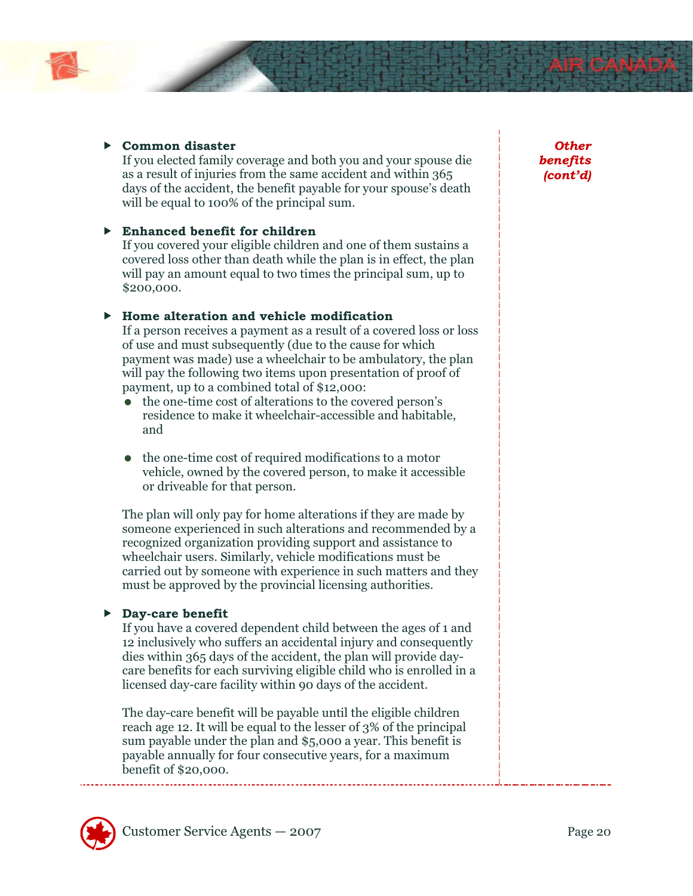*Other benefits (cont'd)*

- **Common disaster**
  If you elected family coverage and both you and your spouse die as a result of injuries from the same accident and within 365 days of the accident, the benefit payable for your spouse's death will be equal to 100% of the principal sum.

- **Enhanced benefit for children**
  If you covered your eligible children and one of them sustains a covered loss other than death while the plan is in effect, the plan will pay an amount equal to two times the principal sum, up to $200,000.

- **Home alteration and vehicle modification**
  If a person receives a payment as a result of a covered loss or loss of use and must subsequently (due to the cause for which payment was made) use a wheelchair to be ambulatory, the plan will pay the following two items upon presentation of proof of payment, up to a combined total of $12,000:
  - the one-time cost of alterations to the covered person's residence to make it wheelchair-accessible and habitable, and
  - the one-time cost of required modifications to a motor vehicle, owned by the covered person, to make it accessible or driveable for that person.

  The plan will only pay for home alterations if they are made by someone experienced in such alterations and recommended by a recognized organization providing support and assistance to wheelchair users. Similarly, vehicle modifications must be carried out by someone with experience in such matters and they must be approved by the provincial licensing authorities.

- **Day-care benefit**
  If you have a covered dependent child between the ages of 1 and 12 inclusively who suffers an accidental injury and consequently dies within 365 days of the accident, the plan will provide day-care benefits for each surviving eligible child who is enrolled in a licensed day-care facility within 90 days of the accident.

  The day-care benefit will be payable until the eligible children reach age 12. It will be equal to the lesser of 3% of the principal sum payable under the plan and $5,000 a year. This benefit is payable annually for four consecutive years, for a maximum benefit of $20,000.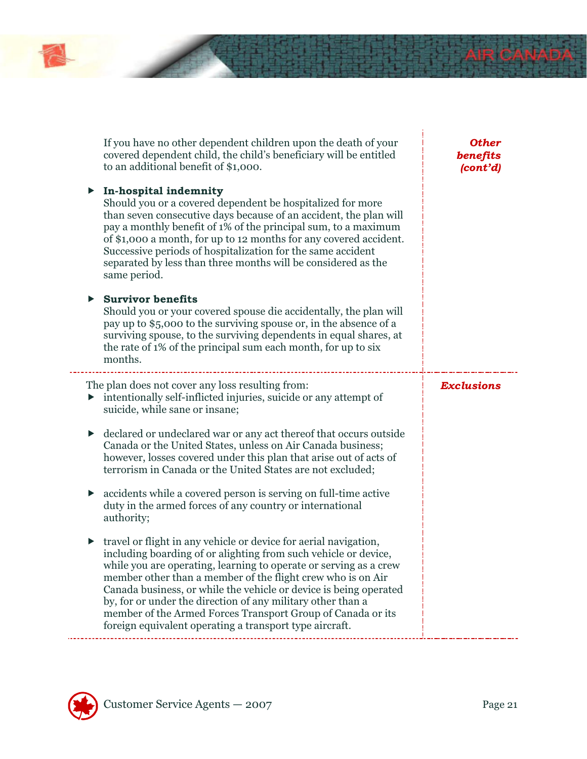***Other benefits (cont'd)***

If you have no other dependent children upon the death of your covered dependent child, the child's beneficiary will be entitled to an additional benefit of $1,000.

- **In-hospital indemnity**
  Should you or a covered dependent be hospitalized for more than seven consecutive days because of an accident, the plan will pay a monthly benefit of 1% of the principal sum, to a maximum of $1,000 a month, for up to 12 months for any covered accident. Successive periods of hospitalization for the same accident separated by less than three months will be considered as the same period.

- **Survivor benefits**
  Should you or your covered spouse die accidentally, the plan will pay up to $5,000 to the surviving spouse or, in the absence of a surviving spouse, to the surviving dependents in equal shares, at the rate of 1% of the principal sum each month, for up to six months.

***Exclusions***

The plan does not cover any loss resulting from:

- intentionally self-inflicted injuries, suicide or any attempt of suicide, while sane or insane;

- declared or undeclared war or any act thereof that occurs outside Canada or the United States, unless on Air Canada business; however, losses covered under this plan that arise out of acts of terrorism in Canada or the United States are not excluded;

- accidents while a covered person is serving on full-time active duty in the armed forces of any country or international authority;

- travel or flight in any vehicle or device for aerial navigation, including boarding of or alighting from such vehicle or device, while you are operating, learning to operate or serving as a crew member other than a member of the flight crew who is on Air Canada business, or while the vehicle or device is being operated by, for or under the direction of any military other than a member of the Armed Forces Transport Group of Canada or its foreign equivalent operating a transport type aircraft.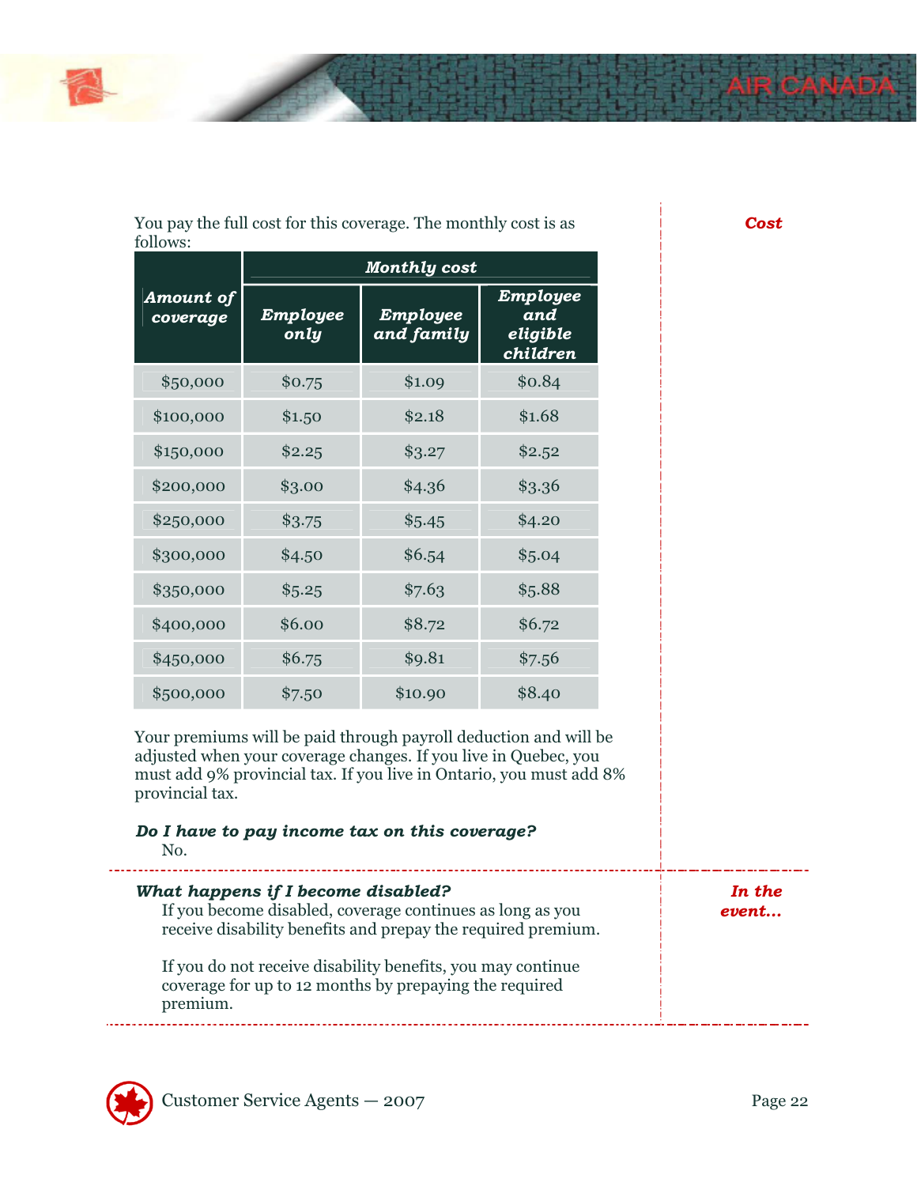**Cost**

You pay the full cost for this coverage. The monthly cost is as follows:

| *Amount of coverage* | *Monthly cost* | | |
|---|---|---|---|
| | *Employee only* | *Employee and family* | *Employee and eligible children* |
| $50,000 | $0.75 | $1.09 | $0.84 |
| $100,000 | $1.50 | $2.18 | $1.68 |
| $150,000 | $2.25 | $3.27 | $2.52 |
| $200,000 | $3.00 | $4.36 | $3.36 |
| $250,000 | $3.75 | $5.45 | $4.20 |
| $300,000 | $4.50 | $6.54 | $5.04 |
| $350,000 | $5.25 | $7.63 | $5.88 |
| $400,000 | $6.00 | $8.72 | $6.72 |
| $450,000 | $6.75 | $9.81 | $7.56 |
| $500,000 | $7.50 | $10.90 | $8.40 |

Your premiums will be paid through payroll deduction and will be adjusted when your coverage changes. If you live in Quebec, you must add 9% provincial tax. If you live in Ontario, you must add 8% provincial tax.

***Do I have to pay income tax on this coverage?***

No.

**In the event...**

***What happens if I become disabled?***

If you become disabled, coverage continues as long as you receive disability benefits and prepay the required premium.

If you do not receive disability benefits, you may continue coverage for up to 12 months by prepaying the required premium.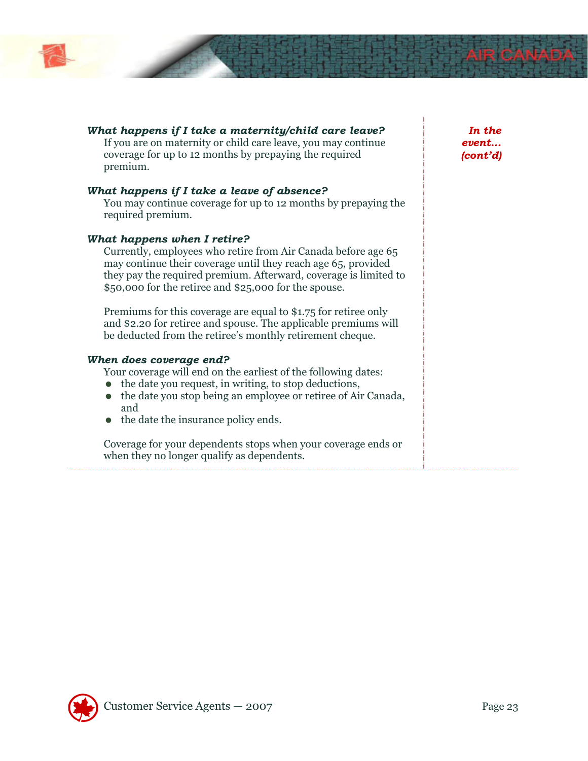*In the event... (cont'd)*

***What happens if I take a maternity/child care leave?***

If you are on maternity or child care leave, you may continue coverage for up to 12 months by prepaying the required premium.

***What happens if I take a leave of absence?***

You may continue coverage for up to 12 months by prepaying the required premium.

***What happens when I retire?***

Currently, employees who retire from Air Canada before age 65 may continue their coverage until they reach age 65, provided they pay the required premium. Afterward, coverage is limited to $50,000 for the retiree and $25,000 for the spouse.

Premiums for this coverage are equal to $1.75 for retiree only and $2.20 for retiree and spouse. The applicable premiums will be deducted from the retiree's monthly retirement cheque.

***When does coverage end?***

Your coverage will end on the earliest of the following dates:

- the date you request, in writing, to stop deductions,
- the date you stop being an employee or retiree of Air Canada, and
- the date the insurance policy ends.

Coverage for your dependents stops when your coverage ends or when they no longer qualify as dependents.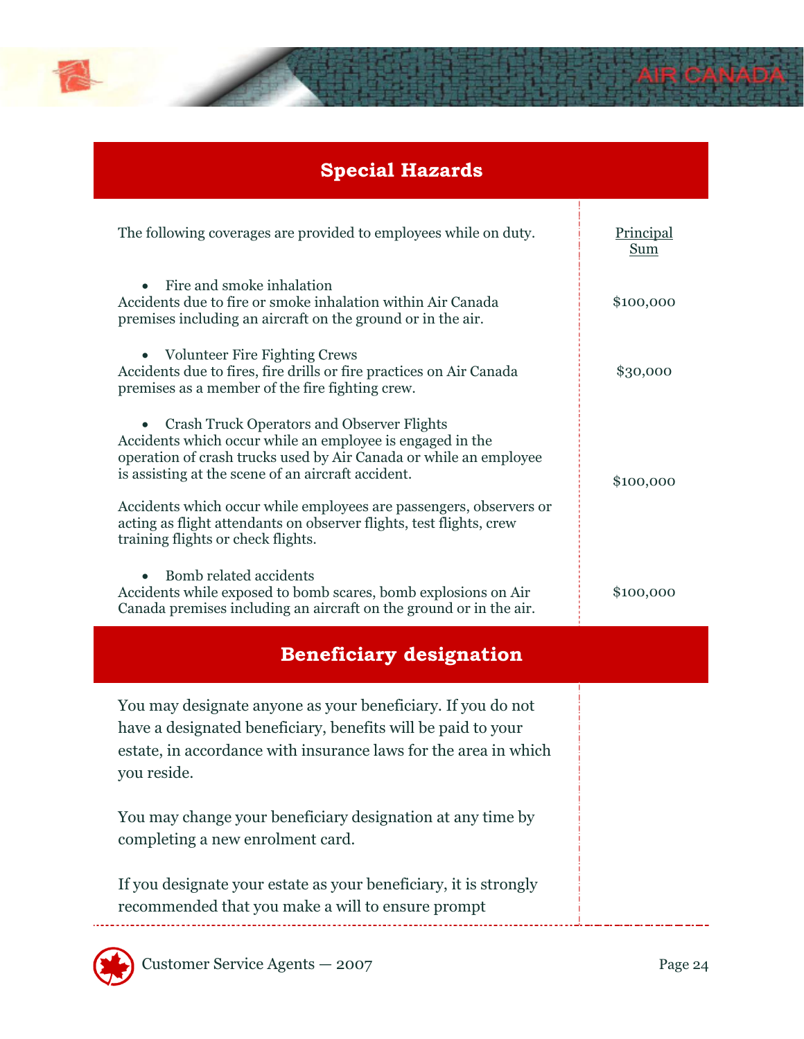## Special Hazards

| The following coverages are provided to employees while on duty. | Principal Sum |
|---|---|
| • Fire and smoke inhalation<br>Accidents due to fire or smoke inhalation within Air Canada premises including an aircraft on the ground or in the air. | $100,000 |
| • Volunteer Fire Fighting Crews<br>Accidents due to fires, fire drills or fire practices on Air Canada premises as a member of the fire fighting crew. | $30,000 |
| • Crash Truck Operators and Observer Flights<br>Accidents which occur while an employee is engaged in the operation of crash trucks used by Air Canada or while an employee is assisting at the scene of an aircraft accident.<br><br>Accidents which occur while employees are passengers, observers or acting as flight attendants on observer flights, test flights, crew training flights or check flights. | $100,000 |
| • Bomb related accidents<br>Accidents while exposed to bomb scares, bomb explosions on Air Canada premises including an aircraft on the ground or in the air. | $100,000 |

## Beneficiary designation

You may designate anyone as your beneficiary. If you do not have a designated beneficiary, benefits will be paid to your estate, in accordance with insurance laws for the area in which you reside.

You may change your beneficiary designation at any time by completing a new enrolment card.

If you designate your estate as your beneficiary, it is strongly recommended that you make a will to ensure prompt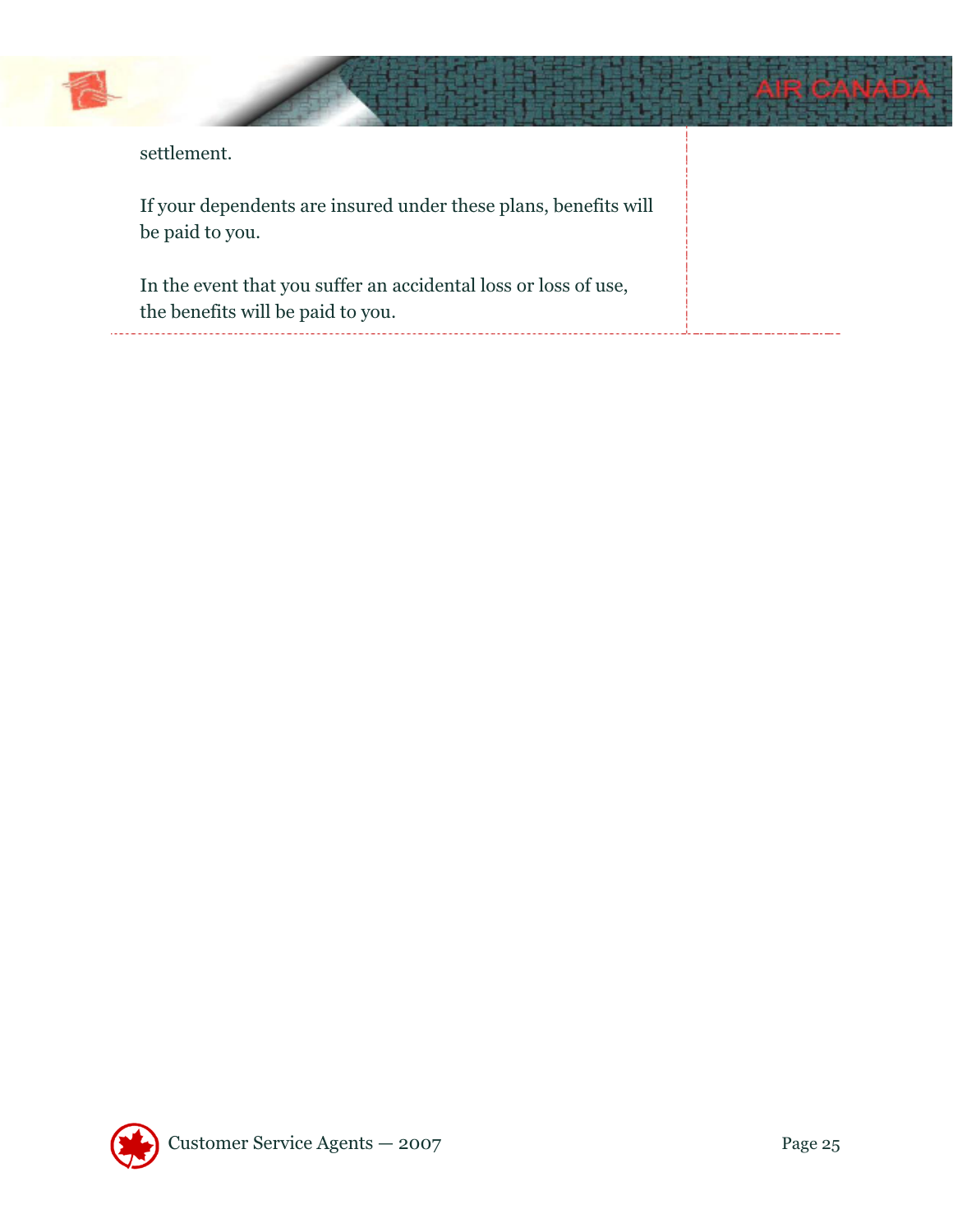settlement.

If your dependents are insured under these plans, benefits will be paid to you.

In the event that you suffer an accidental loss or loss of use, the benefits will be paid to you.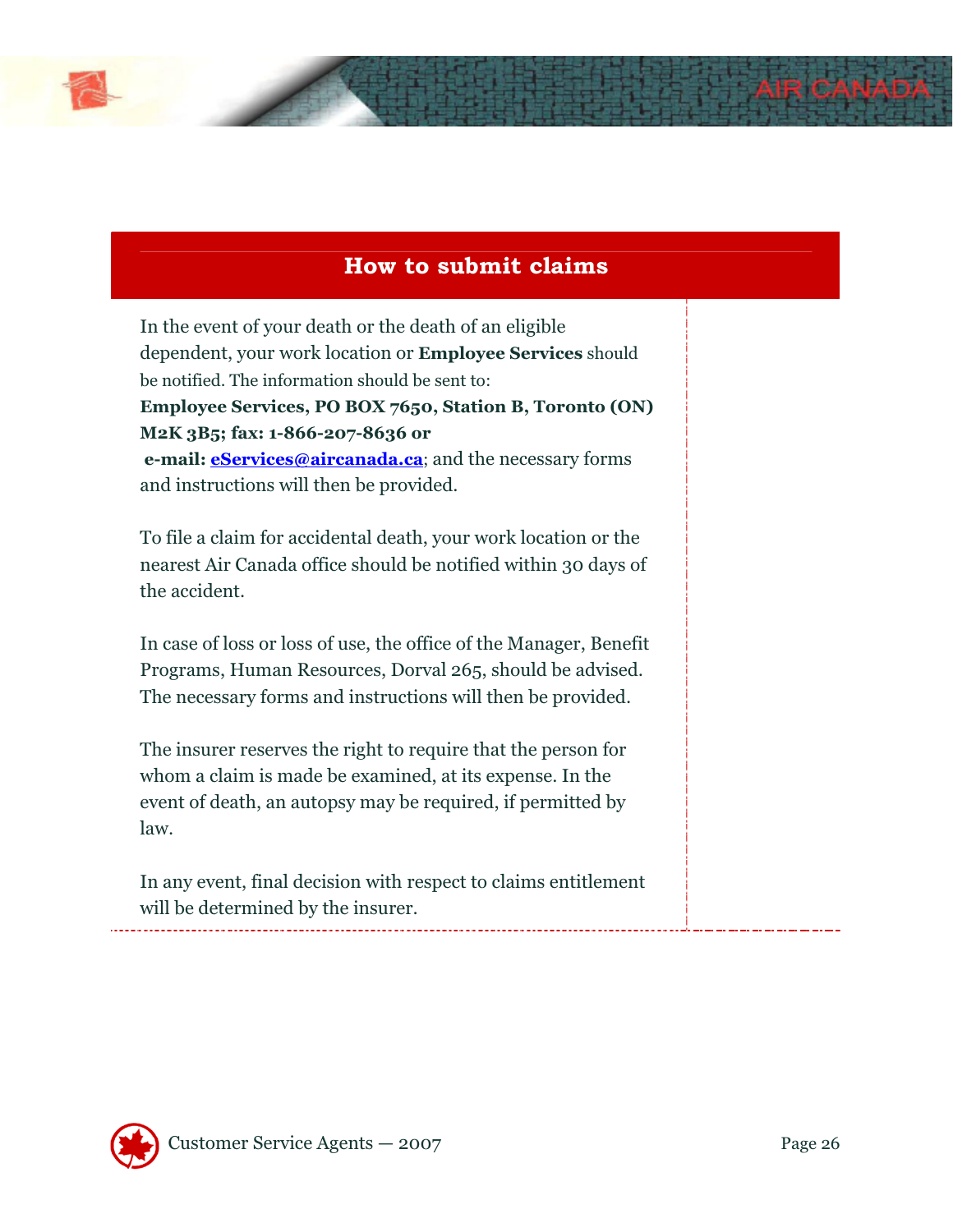## How to submit claims

In the event of your death or the death of an eligible dependent, your work location or **Employee Services** should be notified. The information should be sent to: **Employee Services, PO BOX 7650, Station B, Toronto (ON) M2K 3B5; fax: 1-866-207-8636 or e-mail: eServices@aircanada.ca**; and the necessary forms and instructions will then be provided.

To file a claim for accidental death, your work location or the nearest Air Canada office should be notified within 30 days of the accident.

In case of loss or loss of use, the office of the Manager, Benefit Programs, Human Resources, Dorval 265, should be advised. The necessary forms and instructions will then be provided.

The insurer reserves the right to require that the person for whom a claim is made be examined, at its expense. In the event of death, an autopsy may be required, if permitted by law.

In any event, final decision with respect to claims entitlement will be determined by the insurer.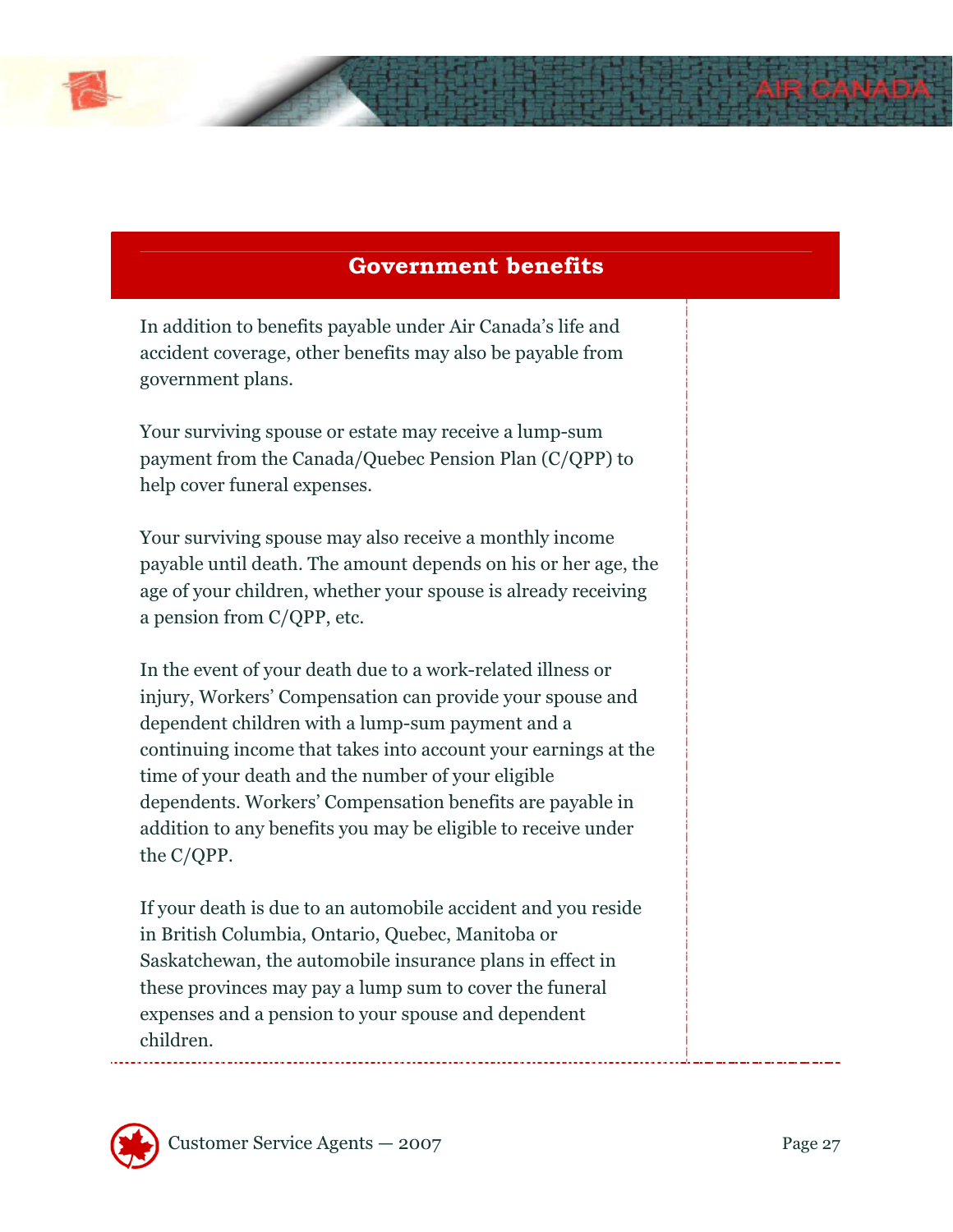## Government benefits

In addition to benefits payable under Air Canada's life and accident coverage, other benefits may also be payable from government plans.

Your surviving spouse or estate may receive a lump-sum payment from the Canada/Quebec Pension Plan (C/QPP) to help cover funeral expenses.

Your surviving spouse may also receive a monthly income payable until death. The amount depends on his or her age, the age of your children, whether your spouse is already receiving a pension from C/QPP, etc.

In the event of your death due to a work-related illness or injury, Workers' Compensation can provide your spouse and dependent children with a lump-sum payment and a continuing income that takes into account your earnings at the time of your death and the number of your eligible dependents. Workers' Compensation benefits are payable in addition to any benefits you may be eligible to receive under the C/QPP.

If your death is due to an automobile accident and you reside in British Columbia, Ontario, Quebec, Manitoba or Saskatchewan, the automobile insurance plans in effect in these provinces may pay a lump sum to cover the funeral expenses and a pension to your spouse and dependent children.